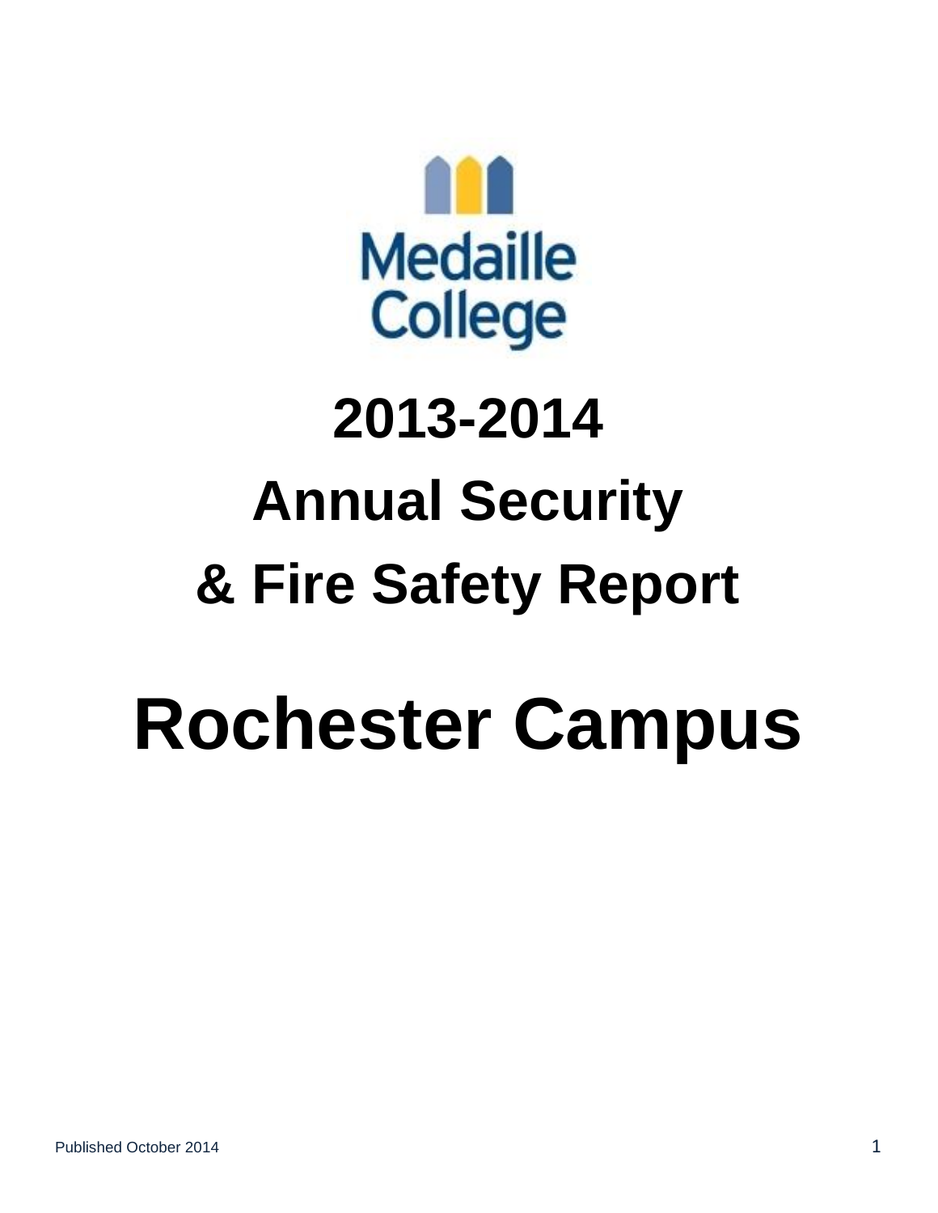Medaille College

# 2013-2014

# Annual Security

# & Fire Safety Report

# Rochester Campus

Published October 2014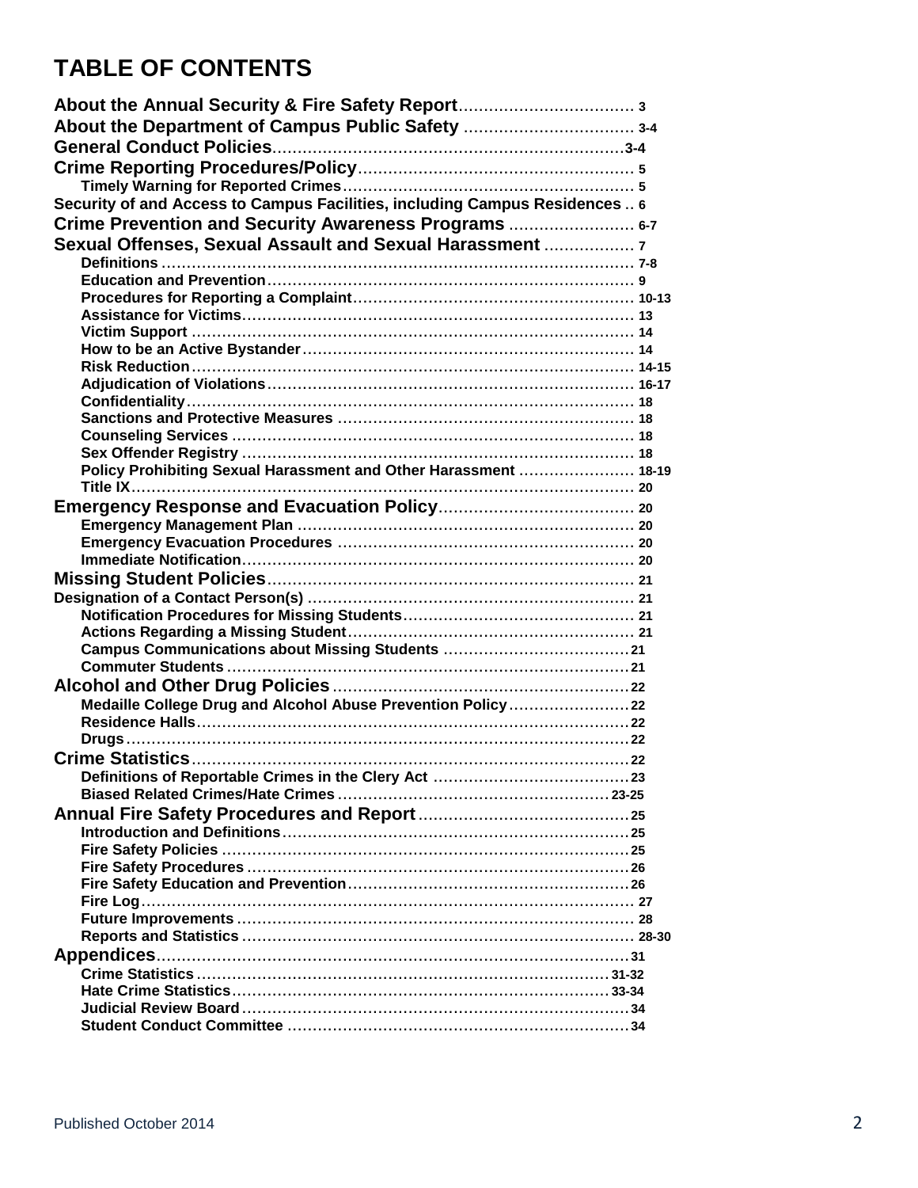# TABLE OF CONTENTS

**About the Annual Security & Fire Safety Report** ... 3
**About the Department of Campus Public Safety** ... 3-4
**General Conduct Policies** ... 3-4
**Crime Reporting Procedures/Policy** ... 5
- Timely Warning for Reported Crimes ... 5

**Security of and Access to Campus Facilities, including Campus Residences** ... 6
**Crime Prevention and Security Awareness Programs** ... 6-7
**Sexual Offenses, Sexual Assault and Sexual Harassment** ... 7
- Definitions ... 7-8
- Education and Prevention ... 9
- Procedures for Reporting a Complaint ... 10-13
- Assistance for Victims ... 13
- Victim Support ... 14
- How to be an Active Bystander ... 14
- Risk Reduction ... 14-15
- Adjudication of Violations ... 16-17
- Confidentiality ... 18
- Sanctions and Protective Measures ... 18
- Counseling Services ... 18
- Sex Offender Registry ... 18
- Policy Prohibiting Sexual Harassment and Other Harassment ... 18-19
- Title IX ... 20

**Emergency Response and Evacuation Policy** ... 20
- Emergency Management Plan ... 20
- Emergency Evacuation Procedures ... 20
- Immediate Notification ... 20

**Missing Student Policies** ... 21
**Designation of a Contact Person(s)** ... 21
- Notification Procedures for Missing Students ... 21
- Actions Regarding a Missing Student ... 21
- Campus Communications about Missing Students ... 21
- Commuter Students ... 21

**Alcohol and Other Drug Policies** ... 22
- Medaille College Drug and Alcohol Abuse Prevention Policy ... 22
- Residence Halls ... 22
- Drugs ... 22

**Crime Statistics** ... 22
- Definitions of Reportable Crimes in the Clery Act ... 23
- Biased Related Crimes/Hate Crimes ... 23-25

**Annual Fire Safety Procedures and Report** ... 25
- Introduction and Definitions ... 25
- Fire Safety Policies ... 25
- Fire Safety Procedures ... 26
- Fire Safety Education and Prevention ... 26
- Fire Log ... 27
- Future Improvements ... 28
- Reports and Statistics ... 28-30

**Appendices** ... 31
- Crime Statistics ... 31-32
- Hate Crime Statistics ... 33-34
- Judicial Review Board ... 34
- Student Conduct Committee ... 34

Published October 2014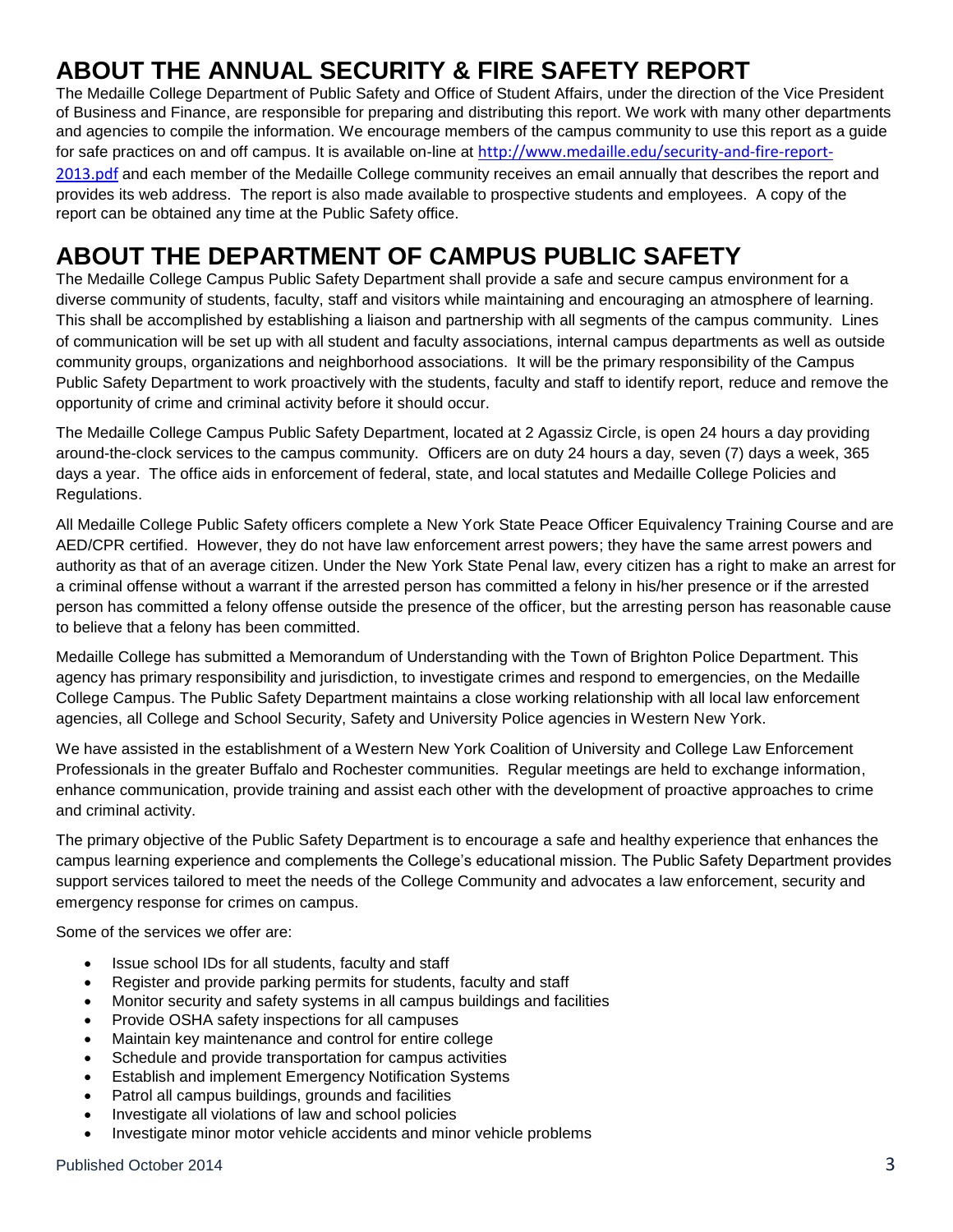# ABOUT THE ANNUAL SECURITY & FIRE SAFETY REPORT

The Medaille College Department of Public Safety and Office of Student Affairs, under the direction of the Vice President of Business and Finance, are responsible for preparing and distributing this report. We work with many other departments and agencies to compile the information. We encourage members of the campus community to use this report as a guide for safe practices on and off campus. It is available on-line at http://www.medaille.edu/security-and-fire-report-2013.pdf and each member of the Medaille College community receives an email annually that describes the report and provides its web address. The report is also made available to prospective students and employees. A copy of the report can be obtained any time at the Public Safety office.

# ABOUT THE DEPARTMENT OF CAMPUS PUBLIC SAFETY

The Medaille College Campus Public Safety Department shall provide a safe and secure campus environment for a diverse community of students, faculty, staff and visitors while maintaining and encouraging an atmosphere of learning. This shall be accomplished by establishing a liaison and partnership with all segments of the campus community. Lines of communication will be set up with all student and faculty associations, internal campus departments as well as outside community groups, organizations and neighborhood associations. It will be the primary responsibility of the Campus Public Safety Department to work proactively with the students, faculty and staff to identify report, reduce and remove the opportunity of crime and criminal activity before it should occur.

The Medaille College Campus Public Safety Department, located at 2 Agassiz Circle, is open 24 hours a day providing around-the-clock services to the campus community. Officers are on duty 24 hours a day, seven (7) days a week, 365 days a year. The office aids in enforcement of federal, state, and local statutes and Medaille College Policies and Regulations.

All Medaille College Public Safety officers complete a New York State Peace Officer Equivalency Training Course and are AED/CPR certified. However, they do not have law enforcement arrest powers; they have the same arrest powers and authority as that of an average citizen. Under the New York State Penal law, every citizen has a right to make an arrest for a criminal offense without a warrant if the arrested person has committed a felony in his/her presence or if the arrested person has committed a felony offense outside the presence of the officer, but the arresting person has reasonable cause to believe that a felony has been committed.

Medaille College has submitted a Memorandum of Understanding with the Town of Brighton Police Department. This agency has primary responsibility and jurisdiction, to investigate crimes and respond to emergencies, on the Medaille College Campus. The Public Safety Department maintains a close working relationship with all local law enforcement agencies, all College and School Security, Safety and University Police agencies in Western New York.

We have assisted in the establishment of a Western New York Coalition of University and College Law Enforcement Professionals in the greater Buffalo and Rochester communities. Regular meetings are held to exchange information, enhance communication, provide training and assist each other with the development of proactive approaches to crime and criminal activity.

The primary objective of the Public Safety Department is to encourage a safe and healthy experience that enhances the campus learning experience and complements the College's educational mission. The Public Safety Department provides support services tailored to meet the needs of the College Community and advocates a law enforcement, security and emergency response for crimes on campus.

Some of the services we offer are:

- Issue school IDs for all students, faculty and staff
- Register and provide parking permits for students, faculty and staff
- Monitor security and safety systems in all campus buildings and facilities
- Provide OSHA safety inspections for all campuses
- Maintain key maintenance and control for entire college
- Schedule and provide transportation for campus activities
- Establish and implement Emergency Notification Systems
- Patrol all campus buildings, grounds and facilities
- Investigate all violations of law and school policies
- Investigate minor motor vehicle accidents and minor vehicle problems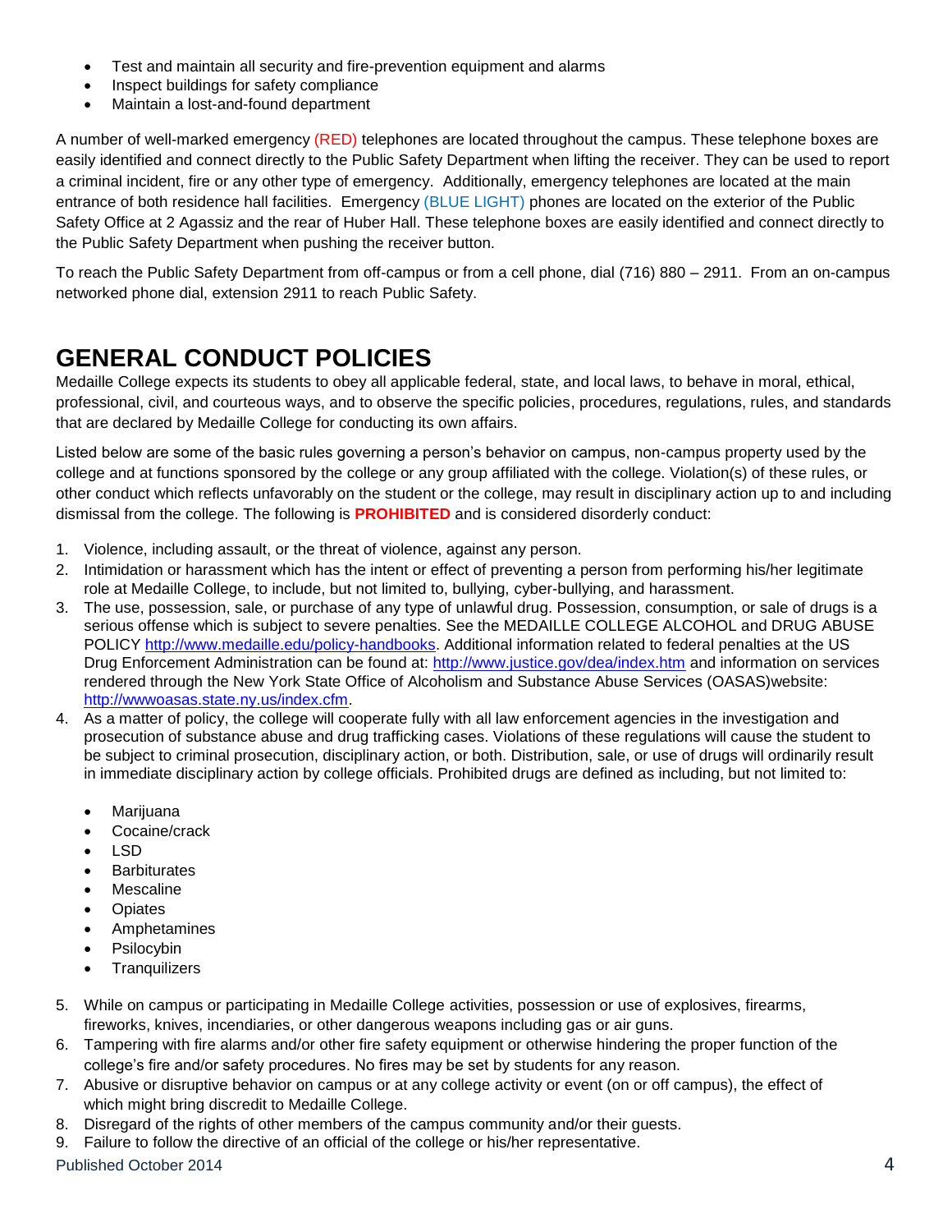- Test and maintain all security and fire-prevention equipment and alarms
- Inspect buildings for safety compliance
- Maintain a lost-and-found department

A number of well-marked emergency (RED) telephones are located throughout the campus. These telephone boxes are easily identified and connect directly to the Public Safety Department when lifting the receiver. They can be used to report a criminal incident, fire or any other type of emergency. Additionally, emergency telephones are located at the main entrance of both residence hall facilities. Emergency (BLUE LIGHT) phones are located on the exterior of the Public Safety Office at 2 Agassiz and the rear of Huber Hall. These telephone boxes are easily identified and connect directly to the Public Safety Department when pushing the receiver button.

To reach the Public Safety Department from off-campus or from a cell phone, dial (716) 880 – 2911. From an on-campus networked phone dial, extension 2911 to reach Public Safety.

# GENERAL CONDUCT POLICIES

Medaille College expects its students to obey all applicable federal, state, and local laws, to behave in moral, ethical, professional, civil, and courteous ways, and to observe the specific policies, procedures, regulations, rules, and standards that are declared by Medaille College for conducting its own affairs.

Listed below are some of the basic rules governing a person's behavior on campus, non-campus property used by the college and at functions sponsored by the college or any group affiliated with the college. Violation(s) of these rules, or other conduct which reflects unfavorably on the student or the college, may result in disciplinary action up to and including dismissal from the college. The following is **PROHIBITED** and is considered disorderly conduct:

1. Violence, including assault, or the threat of violence, against any person.
2. Intimidation or harassment which has the intent or effect of preventing a person from performing his/her legitimate role at Medaille College, to include, but not limited to, bullying, cyber-bullying, and harassment.
3. The use, possession, sale, or purchase of any type of unlawful drug. Possession, consumption, or sale of drugs is a serious offense which is subject to severe penalties. See the MEDAILLE COLLEGE ALCOHOL and DRUG ABUSE POLICY http://www.medaille.edu/policy-handbooks. Additional information related to federal penalties at the US Drug Enforcement Administration can be found at: http://www.justice.gov/dea/index.htm and information on services rendered through the New York State Office of Alcoholism and Substance Abuse Services (OASAS)website: http://wwwoasas.state.ny.us/index.cfm.
4. As a matter of policy, the college will cooperate fully with all law enforcement agencies in the investigation and prosecution of substance abuse and drug trafficking cases. Violations of these regulations will cause the student to be subject to criminal prosecution, disciplinary action, or both. Distribution, sale, or use of drugs will ordinarily result in immediate disciplinary action by college officials. Prohibited drugs are defined as including, but not limited to:
   - Marijuana
   - Cocaine/crack
   - LSD
   - Barbiturates
   - Mescaline
   - Opiates
   - Amphetamines
   - Psilocybin
   - Tranquilizers
5. While on campus or participating in Medaille College activities, possession or use of explosives, firearms, fireworks, knives, incendiaries, or other dangerous weapons including gas or air guns.
6. Tampering with fire alarms and/or other fire safety equipment or otherwise hindering the proper function of the college's fire and/or safety procedures. No fires may be set by students for any reason.
7. Abusive or disruptive behavior on campus or at any college activity or event (on or off campus), the effect of which might bring discredit to Medaille College.
8. Disregard of the rights of other members of the campus community and/or their guests.
9. Failure to follow the directive of an official of the college or his/her representative.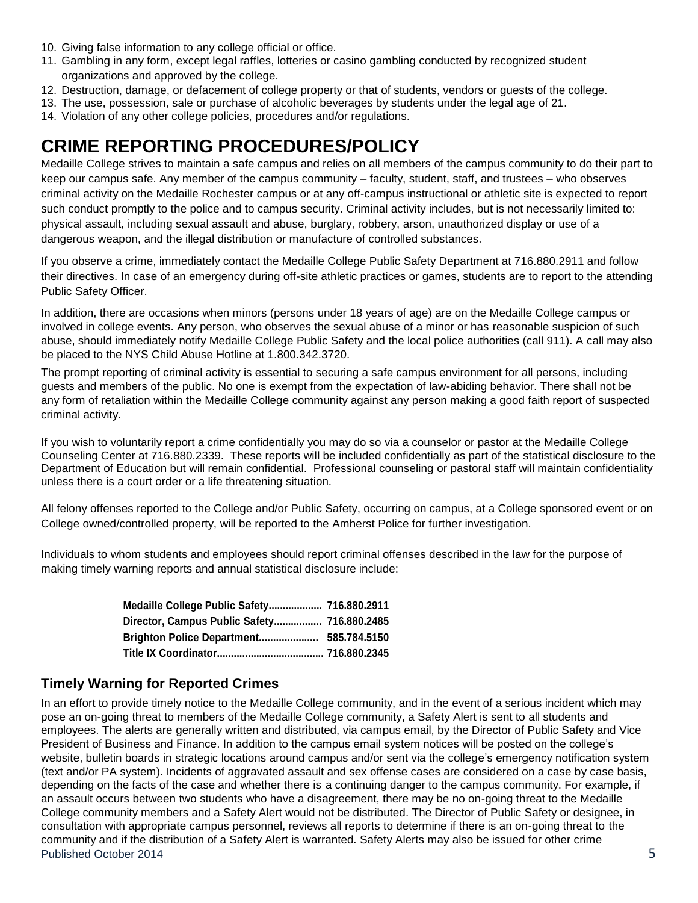10. Giving false information to any college official or office.
11. Gambling in any form, except legal raffles, lotteries or casino gambling conducted by recognized student organizations and approved by the college.
12. Destruction, damage, or defacement of college property or that of students, vendors or guests of the college.
13. The use, possession, sale or purchase of alcoholic beverages by students under the legal age of 21.
14. Violation of any other college policies, procedures and/or regulations.

# CRIME REPORTING PROCEDURES/POLICY

Medaille College strives to maintain a safe campus and relies on all members of the campus community to do their part to keep our campus safe. Any member of the campus community – faculty, student, staff, and trustees – who observes criminal activity on the Medaille Rochester campus or at any off-campus instructional or athletic site is expected to report such conduct promptly to the police and to campus security. Criminal activity includes, but is not necessarily limited to: physical assault, including sexual assault and abuse, burglary, robbery, arson, unauthorized display or use of a dangerous weapon, and the illegal distribution or manufacture of controlled substances.

If you observe a crime, immediately contact the Medaille College Public Safety Department at 716.880.2911 and follow their directives. In case of an emergency during off-site athletic practices or games, students are to report to the attending Public Safety Officer.

In addition, there are occasions when minors (persons under 18 years of age) are on the Medaille College campus or involved in college events. Any person, who observes the sexual abuse of a minor or has reasonable suspicion of such abuse, should immediately notify Medaille College Public Safety and the local police authorities (call 911). A call may also be placed to the NYS Child Abuse Hotline at 1.800.342.3720.

The prompt reporting of criminal activity is essential to securing a safe campus environment for all persons, including guests and members of the public. No one is exempt from the expectation of law-abiding behavior. There shall not be any form of retaliation within the Medaille College community against any person making a good faith report of suspected criminal activity.

If you wish to voluntarily report a crime confidentially you may do so via a counselor or pastor at the Medaille College Counseling Center at 716.880.2339. These reports will be included confidentially as part of the statistical disclosure to the Department of Education but will remain confidential. Professional counseling or pastoral staff will maintain confidentiality unless there is a court order or a life threatening situation.

All felony offenses reported to the College and/or Public Safety, occurring on campus, at a College sponsored event or on College owned/controlled property, will be reported to the Amherst Police for further investigation.

Individuals to whom students and employees should report criminal offenses described in the law for the purpose of making timely warning reports and annual statistical disclosure include:

**Medaille College Public Safety.................. 716.880.2911**
**Director, Campus Public Safety................. 716.880.2485**
**Brighton Police Department..................... 585.784.5150**
**Title IX Coordinator...................................... 716.880.2345**

## Timely Warning for Reported Crimes

In an effort to provide timely notice to the Medaille College community, and in the event of a serious incident which may pose an on-going threat to members of the Medaille College community, a Safety Alert is sent to all students and employees. The alerts are generally written and distributed, via campus email, by the Director of Public Safety and Vice President of Business and Finance. In addition to the campus email system notices will be posted on the college's website, bulletin boards in strategic locations around campus and/or sent via the college's emergency notification system (text and/or PA system). Incidents of aggravated assault and sex offense cases are considered on a case by case basis, depending on the facts of the case and whether there is a continuing danger to the campus community. For example, if an assault occurs between two students who have a disagreement, there may be no on-going threat to the Medaille College community members and a Safety Alert would not be distributed. The Director of Public Safety or designee, in consultation with appropriate campus personnel, reviews all reports to determine if there is an on-going threat to the community and if the distribution of a Safety Alert is warranted. Safety Alerts may also be issued for other crime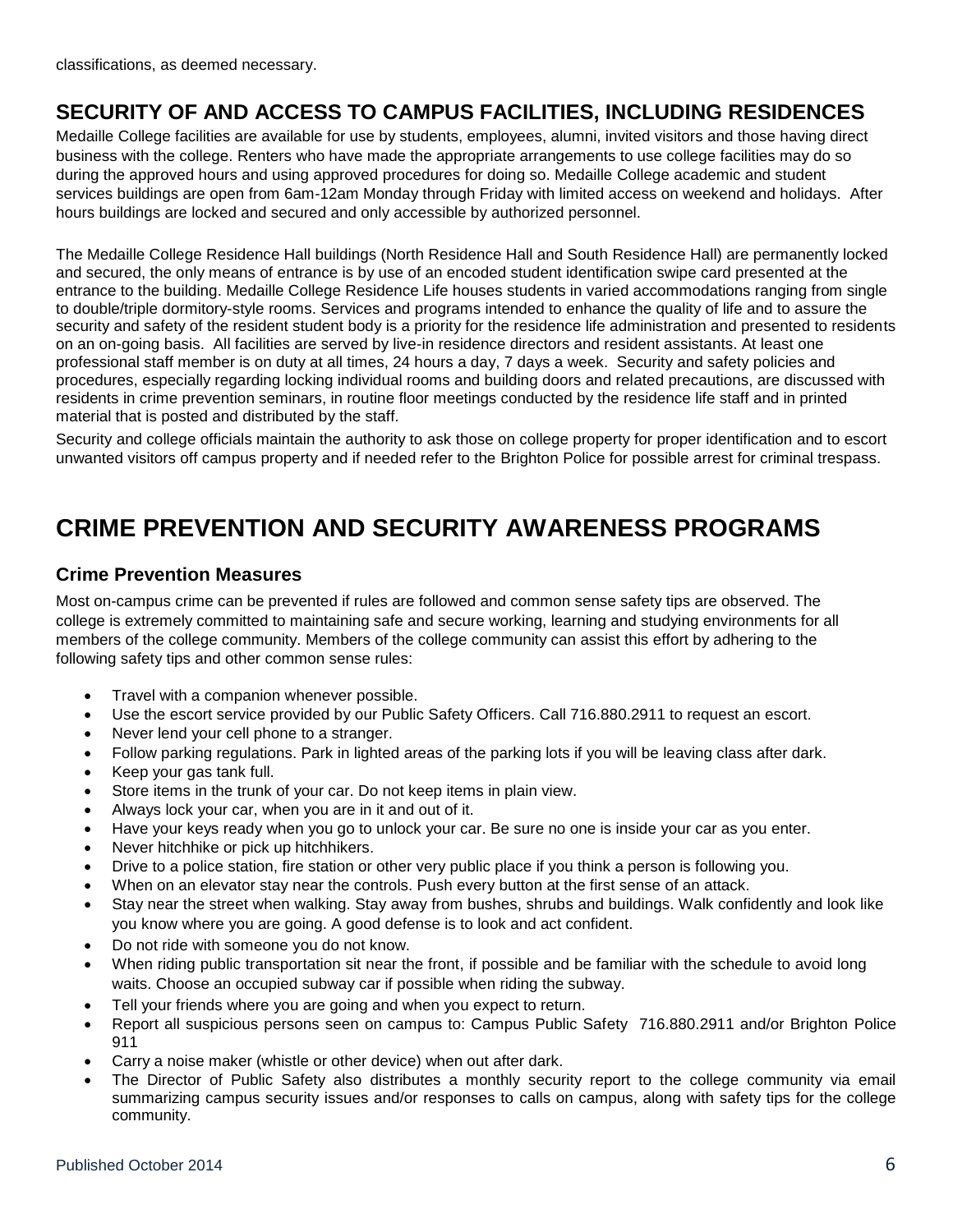classifications, as deemed necessary.

## SECURITY OF AND ACCESS TO CAMPUS FACILITIES, INCLUDING RESIDENCES

Medaille College facilities are available for use by students, employees, alumni, invited visitors and those having direct business with the college. Renters who have made the appropriate arrangements to use college facilities may do so during the approved hours and using approved procedures for doing so. Medaille College academic and student services buildings are open from 6am-12am Monday through Friday with limited access on weekend and holidays. After hours buildings are locked and secured and only accessible by authorized personnel.

The Medaille College Residence Hall buildings (North Residence Hall and South Residence Hall) are permanently locked and secured, the only means of entrance is by use of an encoded student identification swipe card presented at the entrance to the building. Medaille College Residence Life houses students in varied accommodations ranging from single to double/triple dormitory-style rooms. Services and programs intended to enhance the quality of life and to assure the security and safety of the resident student body is a priority for the residence life administration and presented to residents on an on-going basis. All facilities are served by live-in residence directors and resident assistants. At least one professional staff member is on duty at all times, 24 hours a day, 7 days a week. Security and safety policies and procedures, especially regarding locking individual rooms and building doors and related precautions, are discussed with residents in crime prevention seminars, in routine floor meetings conducted by the residence life staff and in printed material that is posted and distributed by the staff.

Security and college officials maintain the authority to ask those on college property for proper identification and to escort unwanted visitors off campus property and if needed refer to the Brighton Police for possible arrest for criminal trespass.

# CRIME PREVENTION AND SECURITY AWARENESS PROGRAMS

### Crime Prevention Measures

Most on-campus crime can be prevented if rules are followed and common sense safety tips are observed. The college is extremely committed to maintaining safe and secure working, learning and studying environments for all members of the college community. Members of the college community can assist this effort by adhering to the following safety tips and other common sense rules:

- Travel with a companion whenever possible.
- Use the escort service provided by our Public Safety Officers. Call 716.880.2911 to request an escort.
- Never lend your cell phone to a stranger.
- Follow parking regulations. Park in lighted areas of the parking lots if you will be leaving class after dark.
- Keep your gas tank full.
- Store items in the trunk of your car. Do not keep items in plain view.
- Always lock your car, when you are in it and out of it.
- Have your keys ready when you go to unlock your car. Be sure no one is inside your car as you enter.
- Never hitchhike or pick up hitchhikers.
- Drive to a police station, fire station or other very public place if you think a person is following you.
- When on an elevator stay near the controls. Push every button at the first sense of an attack.
- Stay near the street when walking. Stay away from bushes, shrubs and buildings. Walk confidently and look like you know where you are going. A good defense is to look and act confident.
- Do not ride with someone you do not know.
- When riding public transportation sit near the front, if possible and be familiar with the schedule to avoid long waits. Choose an occupied subway car if possible when riding the subway.
- Tell your friends where you are going and when you expect to return.
- Report all suspicious persons seen on campus to: Campus Public Safety 716.880.2911 and/or Brighton Police 911
- Carry a noise maker (whistle or other device) when out after dark.
- The Director of Public Safety also distributes a monthly security report to the college community via email summarizing campus security issues and/or responses to calls on campus, along with safety tips for the college community.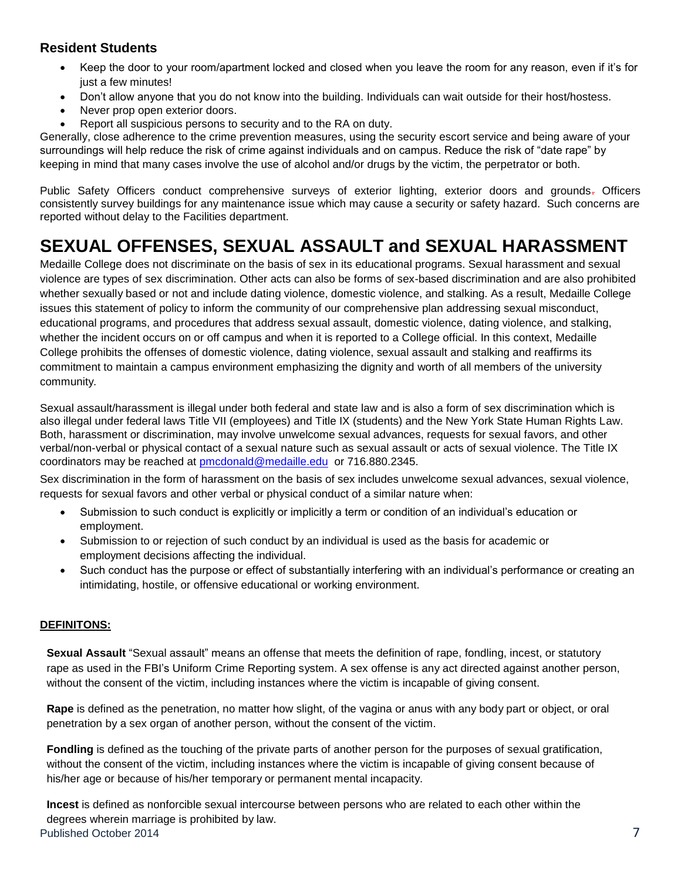### Resident Students

- Keep the door to your room/apartment locked and closed when you leave the room for any reason, even if it's for just a few minutes!
- Don't allow anyone that you do not know into the building. Individuals can wait outside for their host/hostess.
- Never prop open exterior doors.
- Report all suspicious persons to security and to the RA on duty.

Generally, close adherence to the crime prevention measures, using the security escort service and being aware of your surroundings will help reduce the risk of crime against individuals and on campus. Reduce the risk of "date rape" by keeping in mind that many cases involve the use of alcohol and/or drugs by the victim, the perpetrator or both.

Public Safety Officers conduct comprehensive surveys of exterior lighting, exterior doors and grounds. Officers consistently survey buildings for any maintenance issue which may cause a security or safety hazard. Such concerns are reported without delay to the Facilities department.

# SEXUAL OFFENSES, SEXUAL ASSAULT and SEXUAL HARASSMENT

Medaille College does not discriminate on the basis of sex in its educational programs. Sexual harassment and sexual violence are types of sex discrimination. Other acts can also be forms of sex-based discrimination and are also prohibited whether sexually based or not and include dating violence, domestic violence, and stalking. As a result, Medaille College issues this statement of policy to inform the community of our comprehensive plan addressing sexual misconduct, educational programs, and procedures that address sexual assault, domestic violence, dating violence, and stalking, whether the incident occurs on or off campus and when it is reported to a College official. In this context, Medaille College prohibits the offenses of domestic violence, dating violence, sexual assault and stalking and reaffirms its commitment to maintain a campus environment emphasizing the dignity and worth of all members of the university community.

Sexual assault/harassment is illegal under both federal and state law and is also a form of sex discrimination which is also illegal under federal laws Title VII (employees) and Title IX (students) and the New York State Human Rights Law. Both, harassment or discrimination, may involve unwelcome sexual advances, requests for sexual favors, and other verbal/non-verbal or physical contact of a sexual nature such as sexual assault or acts of sexual violence. The Title IX coordinators may be reached at pmcdonald@medaille.edu or 716.880.2345.

Sex discrimination in the form of harassment on the basis of sex includes unwelcome sexual advances, sexual violence, requests for sexual favors and other verbal or physical conduct of a similar nature when:

- Submission to such conduct is explicitly or implicitly a term or condition of an individual's education or employment.
- Submission to or rejection of such conduct by an individual is used as the basis for academic or employment decisions affecting the individual.
- Such conduct has the purpose or effect of substantially interfering with an individual's performance or creating an intimidating, hostile, or offensive educational or working environment.

**DEFINITONS:**

**Sexual Assault** "Sexual assault" means an offense that meets the definition of rape, fondling, incest, or statutory rape as used in the FBI's Uniform Crime Reporting system. A sex offense is any act directed against another person, without the consent of the victim, including instances where the victim is incapable of giving consent.

**Rape** is defined as the penetration, no matter how slight, of the vagina or anus with any body part or object, or oral penetration by a sex organ of another person, without the consent of the victim.

**Fondling** is defined as the touching of the private parts of another person for the purposes of sexual gratification, without the consent of the victim, including instances where the victim is incapable of giving consent because of his/her age or because of his/her temporary or permanent mental incapacity.

**Incest** is defined as nonforcible sexual intercourse between persons who are related to each other within the degrees wherein marriage is prohibited by law.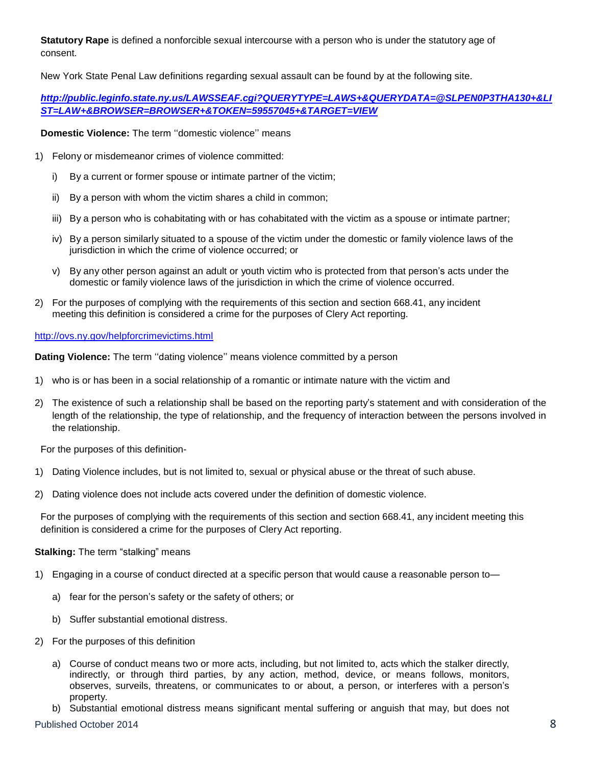**Statutory Rape** is defined a nonforcible sexual intercourse with a person who is under the statutory age of consent.

New York State Penal Law definitions regarding sexual assault can be found by at the following site.

***http://public.leginfo.state.ny.us/LAWSSEAF.cgi?QUERYTYPE=LAWS+&QUERYDATA=@SLPEN0P3THA130+&LIST=LAW+&BROWSER=BROWSER+&TOKEN=59557045+&TARGET=VIEW***

**Domestic Violence:** The term ''domestic violence'' means

1) Felony or misdemeanor crimes of violence committed:
   i) By a current or former spouse or intimate partner of the victim;
   ii) By a person with whom the victim shares a child in common;
   iii) By a person who is cohabitating with or has cohabitated with the victim as a spouse or intimate partner;
   iv) By a person similarly situated to a spouse of the victim under the domestic or family violence laws of the jurisdiction in which the crime of violence occurred; or
   v) By any other person against an adult or youth victim who is protected from that person's acts under the domestic or family violence laws of the jurisdiction in which the crime of violence occurred.
2) For the purposes of complying with the requirements of this section and section 668.41, any incident meeting this definition is considered a crime for the purposes of Clery Act reporting.

http://ovs.ny.gov/helpforcrimevictims.html

**Dating Violence:** The term ''dating violence'' means violence committed by a person

1) who is or has been in a social relationship of a romantic or intimate nature with the victim and
2) The existence of such a relationship shall be based on the reporting party's statement and with consideration of the length of the relationship, the type of relationship, and the frequency of interaction between the persons involved in the relationship.

For the purposes of this definition-

1) Dating Violence includes, but is not limited to, sexual or physical abuse or the threat of such abuse.
2) Dating violence does not include acts covered under the definition of domestic violence.

For the purposes of complying with the requirements of this section and section 668.41, any incident meeting this definition is considered a crime for the purposes of Clery Act reporting.

**Stalking:** The term "stalking" means

1) Engaging in a course of conduct directed at a specific person that would cause a reasonable person to—
   a) fear for the person's safety or the safety of others; or
   b) Suffer substantial emotional distress.
2) For the purposes of this definition
   a) Course of conduct means two or more acts, including, but not limited to, acts which the stalker directly, indirectly, or through third parties, by any action, method, device, or means follows, monitors, observes, surveils, threatens, or communicates to or about, a person, or interferes with a person's property.
   b) Substantial emotional distress means significant mental suffering or anguish that may, but does not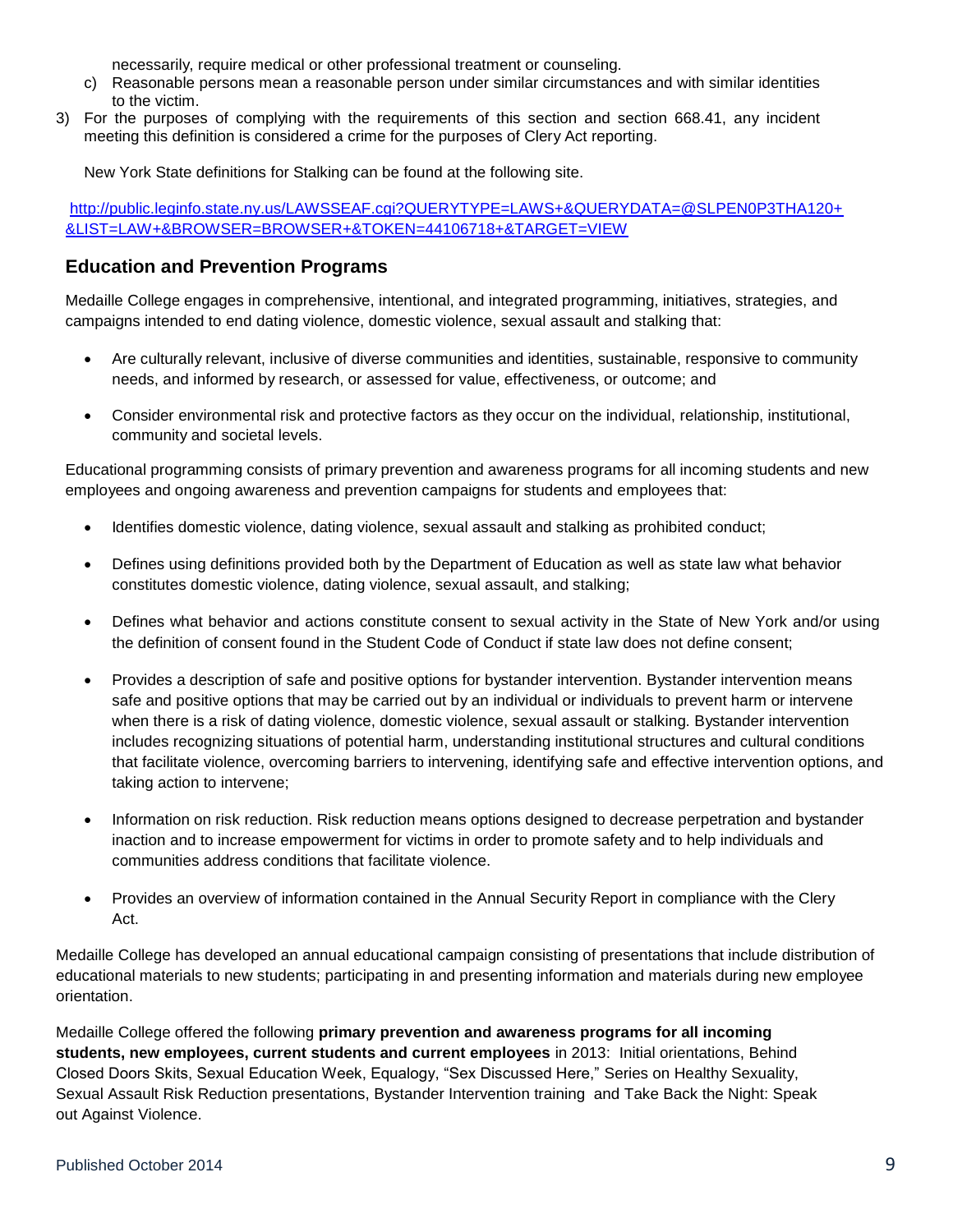necessarily, require medical or other professional treatment or counseling.

c) Reasonable persons mean a reasonable person under similar circumstances and with similar identities to the victim.

3) For the purposes of complying with the requirements of this section and section 668.41, any incident meeting this definition is considered a crime for the purposes of Clery Act reporting.

New York State definitions for Stalking can be found at the following site.

http://public.leginfo.state.ny.us/LAWSSEAF.cgi?QUERYTYPE=LAWS+&QUERYDATA=@SLPEN0P3THA120+&LIST=LAW+&BROWSER=BROWSER+&TOKEN=44106718+&TARGET=VIEW

## Education and Prevention Programs

Medaille College engages in comprehensive, intentional, and integrated programming, initiatives, strategies, and campaigns intended to end dating violence, domestic violence, sexual assault and stalking that:

- Are culturally relevant, inclusive of diverse communities and identities, sustainable, responsive to community needs, and informed by research, or assessed for value, effectiveness, or outcome; and
- Consider environmental risk and protective factors as they occur on the individual, relationship, institutional, community and societal levels.

Educational programming consists of primary prevention and awareness programs for all incoming students and new employees and ongoing awareness and prevention campaigns for students and employees that:

- Identifies domestic violence, dating violence, sexual assault and stalking as prohibited conduct;
- Defines using definitions provided both by the Department of Education as well as state law what behavior constitutes domestic violence, dating violence, sexual assault, and stalking;
- Defines what behavior and actions constitute consent to sexual activity in the State of New York and/or using the definition of consent found in the Student Code of Conduct if state law does not define consent;
- Provides a description of safe and positive options for bystander intervention. Bystander intervention means safe and positive options that may be carried out by an individual or individuals to prevent harm or intervene when there is a risk of dating violence, domestic violence, sexual assault or stalking. Bystander intervention includes recognizing situations of potential harm, understanding institutional structures and cultural conditions that facilitate violence, overcoming barriers to intervening, identifying safe and effective intervention options, and taking action to intervene;
- Information on risk reduction. Risk reduction means options designed to decrease perpetration and bystander inaction and to increase empowerment for victims in order to promote safety and to help individuals and communities address conditions that facilitate violence.
- Provides an overview of information contained in the Annual Security Report in compliance with the Clery Act.

Medaille College has developed an annual educational campaign consisting of presentations that include distribution of educational materials to new students; participating in and presenting information and materials during new employee orientation.

Medaille College offered the following **primary prevention and awareness programs for all incoming students, new employees, current students and current employees** in 2013: Initial orientations, Behind Closed Doors Skits, Sexual Education Week, Equalogy, "Sex Discussed Here," Series on Healthy Sexuality, Sexual Assault Risk Reduction presentations, Bystander Intervention training and Take Back the Night: Speak out Against Violence.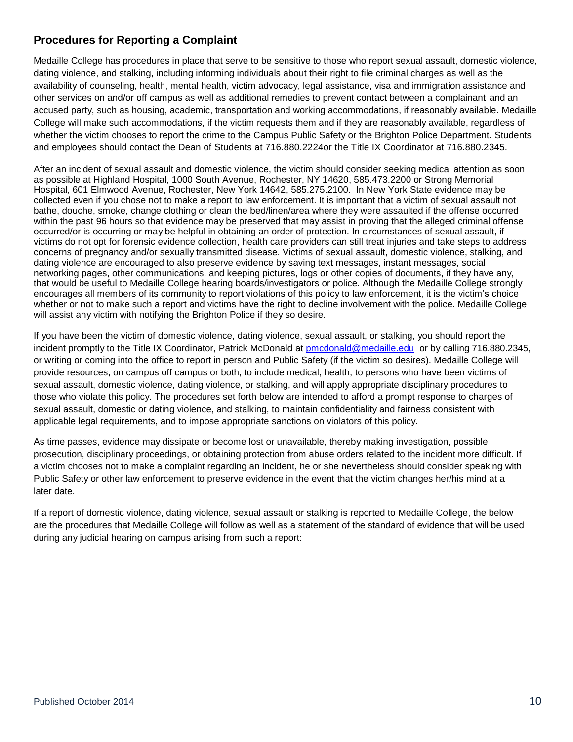## Procedures for Reporting a Complaint

Medaille College has procedures in place that serve to be sensitive to those who report sexual assault, domestic violence, dating violence, and stalking, including informing individuals about their right to file criminal charges as well as the availability of counseling, health, mental health, victim advocacy, legal assistance, visa and immigration assistance and other services on and/or off campus as well as additional remedies to prevent contact between a complainant and an accused party, such as housing, academic, transportation and working accommodations, if reasonably available. Medaille College will make such accommodations, if the victim requests them and if they are reasonably available, regardless of whether the victim chooses to report the crime to the Campus Public Safety or the Brighton Police Department. Students and employees should contact the Dean of Students at 716.880.2224or the Title IX Coordinator at 716.880.2345.

After an incident of sexual assault and domestic violence, the victim should consider seeking medical attention as soon as possible at Highland Hospital, 1000 South Avenue, Rochester, NY 14620, 585.473.2200 or Strong Memorial Hospital, 601 Elmwood Avenue, Rochester, New York 14642, 585.275.2100. In New York State evidence may be collected even if you chose not to make a report to law enforcement. It is important that a victim of sexual assault not bathe, douche, smoke, change clothing or clean the bed/linen/area where they were assaulted if the offense occurred within the past 96 hours so that evidence may be preserved that may assist in proving that the alleged criminal offense occurred/or is occurring or may be helpful in obtaining an order of protection. In circumstances of sexual assault, if victims do not opt for forensic evidence collection, health care providers can still treat injuries and take steps to address concerns of pregnancy and/or sexually transmitted disease. Victims of sexual assault, domestic violence, stalking, and dating violence are encouraged to also preserve evidence by saving text messages, instant messages, social networking pages, other communications, and keeping pictures, logs or other copies of documents, if they have any, that would be useful to Medaille College hearing boards/investigators or police. Although the Medaille College strongly encourages all members of its community to report violations of this policy to law enforcement, it is the victim's choice whether or not to make such a report and victims have the right to decline involvement with the police. Medaille College will assist any victim with notifying the Brighton Police if they so desire.

If you have been the victim of domestic violence, dating violence, sexual assault, or stalking, you should report the incident promptly to the Title IX Coordinator, Patrick McDonald at pmcdonald@medaille.edu or by calling 716.880.2345, or writing or coming into the office to report in person and Public Safety (if the victim so desires). Medaille College will provide resources, on campus off campus or both, to include medical, health, to persons who have been victims of sexual assault, domestic violence, dating violence, or stalking, and will apply appropriate disciplinary procedures to those who violate this policy. The procedures set forth below are intended to afford a prompt response to charges of sexual assault, domestic or dating violence, and stalking, to maintain confidentiality and fairness consistent with applicable legal requirements, and to impose appropriate sanctions on violators of this policy.

As time passes, evidence may dissipate or become lost or unavailable, thereby making investigation, possible prosecution, disciplinary proceedings, or obtaining protection from abuse orders related to the incident more difficult. If a victim chooses not to make a complaint regarding an incident, he or she nevertheless should consider speaking with Public Safety or other law enforcement to preserve evidence in the event that the victim changes her/his mind at a later date.

If a report of domestic violence, dating violence, sexual assault or stalking is reported to Medaille College, the below are the procedures that Medaille College will follow as well as a statement of the standard of evidence that will be used during any judicial hearing on campus arising from such a report: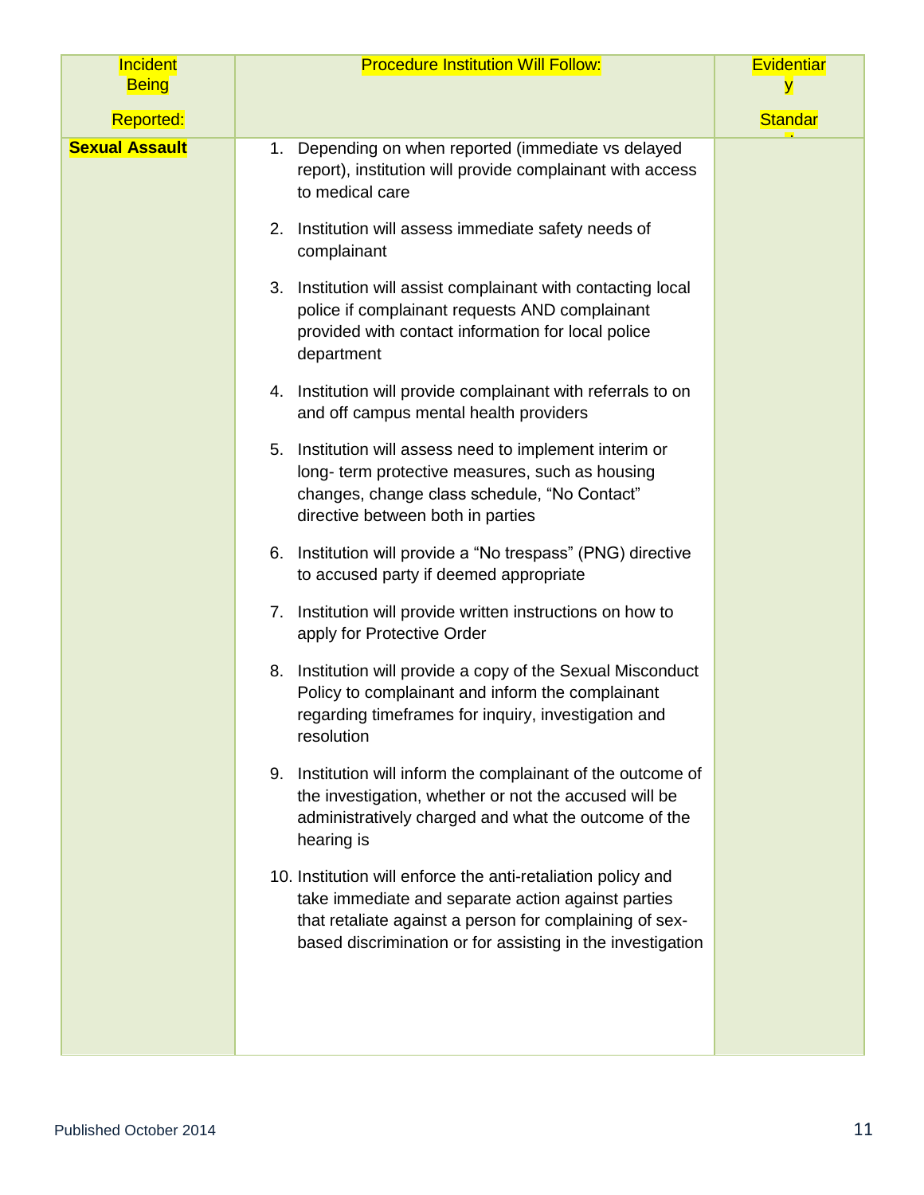| Incident Being Reported: | Procedure Institution Will Follow: | Evidentiary Standard |
|---|---|---|
| **Sexual Assault** | 1. Depending on when reported (immediate vs delayed report), institution will provide complainant with access to medical care<br><br>2. Institution will assess immediate safety needs of complainant<br><br>3. Institution will assist complainant with contacting local police if complainant requests AND complainant provided with contact information for local police department<br><br>4. Institution will provide complainant with referrals to on and off campus mental health providers<br><br>5. Institution will assess need to implement interim or long- term protective measures, such as housing changes, change class schedule, "No Contact" directive between both in parties<br><br>6. Institution will provide a "No trespass" (PNG) directive to accused party if deemed appropriate<br><br>7. Institution will provide written instructions on how to apply for Protective Order<br><br>8. Institution will provide a copy of the Sexual Misconduct Policy to complainant and inform the complainant regarding timeframes for inquiry, investigation and resolution<br><br>9. Institution will inform the complainant of the outcome of the investigation, whether or not the accused will be administratively charged and what the outcome of the hearing is<br><br>10. Institution will enforce the anti-retaliation policy and take immediate and separate action against parties that retaliate against a person for complaining of sex-based discrimination or for assisting in the investigation | |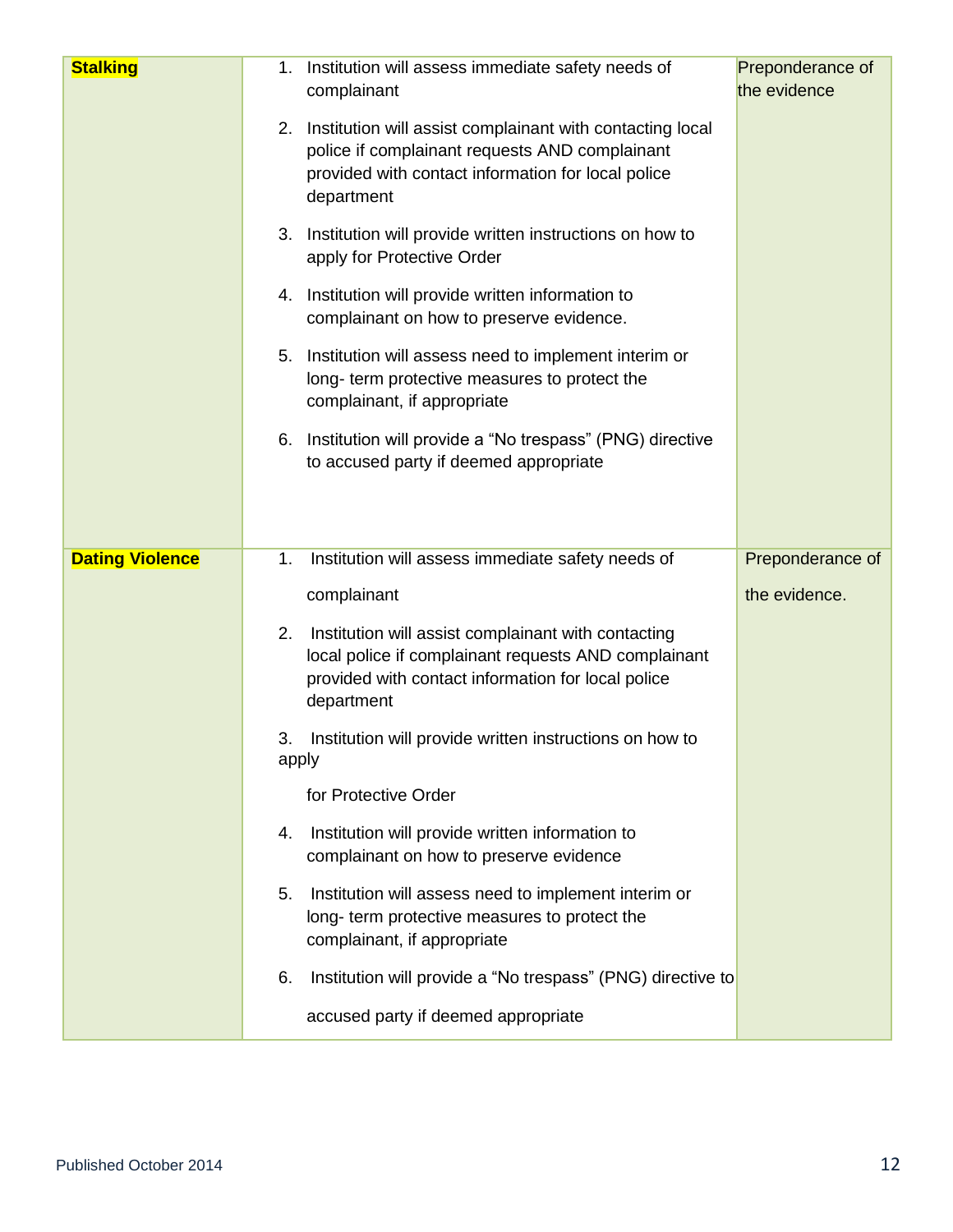| | | |
|---|---|---|
| **Stalking** | 1. Institution will assess immediate safety needs of complainant<br><br>2. Institution will assist complainant with contacting local police if complainant requests AND complainant provided with contact information for local police department<br><br>3. Institution will provide written instructions on how to apply for Protective Order<br><br>4. Institution will provide written information to complainant on how to preserve evidence.<br><br>5. Institution will assess need to implement interim or long- term protective measures to protect the complainant, if appropriate<br><br>6. Institution will provide a "No trespass" (PNG) directive to accused party if deemed appropriate | Preponderance of the evidence |
| **Dating Violence** | 1. Institution will assess immediate safety needs of complainant<br><br>2. Institution will assist complainant with contacting local police if complainant requests AND complainant provided with contact information for local police department<br><br>3. Institution will provide written instructions on how to apply for Protective Order<br><br>4. Institution will provide written information to complainant on how to preserve evidence<br><br>5. Institution will assess need to implement interim or long- term protective measures to protect the complainant, if appropriate<br><br>6. Institution will provide a "No trespass" (PNG) directive to accused party if deemed appropriate | Preponderance of the evidence. |

Published October 2014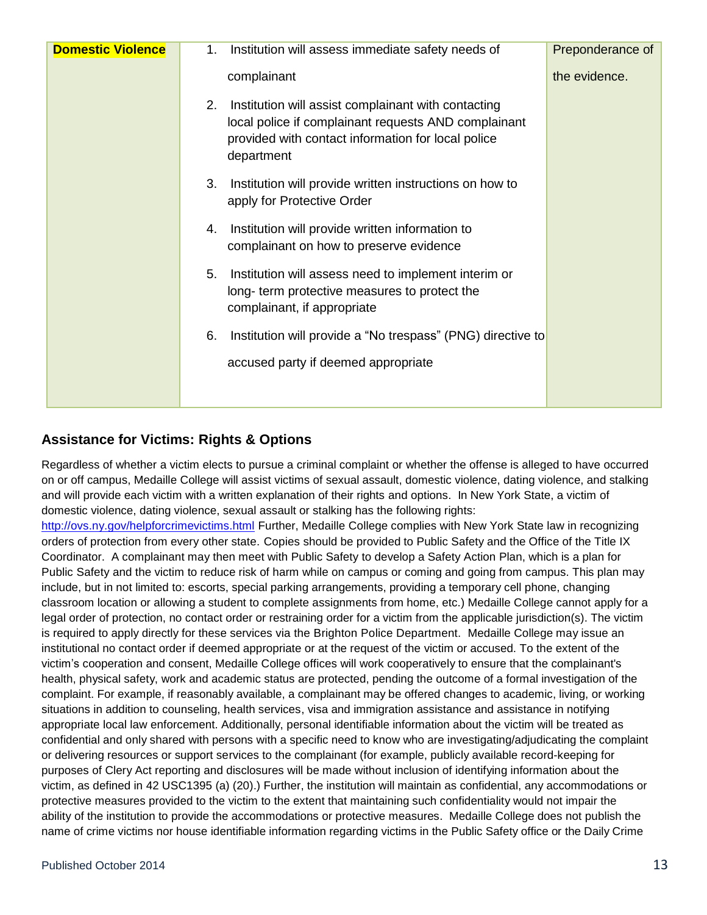| **Domestic Violence** | 1. Institution will assess immediate safety needs of complainant<br>2. Institution will assist complainant with contacting local police if complainant requests AND complainant provided with contact information for local police department<br>3. Institution will provide written instructions on how to apply for Protective Order<br>4. Institution will provide written information to complainant on how to preserve evidence<br>5. Institution will assess need to implement interim or long- term protective measures to protect the complainant, if appropriate<br>6. Institution will provide a "No trespass" (PNG) directive to accused party if deemed appropriate | Preponderance of the evidence. |
|---|---|---|

### Assistance for Victims: Rights & Options

Regardless of whether a victim elects to pursue a criminal complaint or whether the offense is alleged to have occurred on or off campus, Medaille College will assist victims of sexual assault, domestic violence, dating violence, and stalking and will provide each victim with a written explanation of their rights and options. In New York State, a victim of domestic violence, dating violence, sexual assault or stalking has the following rights: http://ovs.ny.gov/helpforcrimevictims.html Further, Medaille College complies with New York State law in recognizing orders of protection from every other state. Copies should be provided to Public Safety and the Office of the Title IX Coordinator. A complainant may then meet with Public Safety to develop a Safety Action Plan, which is a plan for Public Safety and the victim to reduce risk of harm while on campus or coming and going from campus. This plan may include, but in not limited to: escorts, special parking arrangements, providing a temporary cell phone, changing classroom location or allowing a student to complete assignments from home, etc.) Medaille College cannot apply for a legal order of protection, no contact order or restraining order for a victim from the applicable jurisdiction(s). The victim is required to apply directly for these services via the Brighton Police Department. Medaille College may issue an institutional no contact order if deemed appropriate or at the request of the victim or accused. To the extent of the victim's cooperation and consent, Medaille College offices will work cooperatively to ensure that the complainant's health, physical safety, work and academic status are protected, pending the outcome of a formal investigation of the complaint. For example, if reasonably available, a complainant may be offered changes to academic, living, or working situations in addition to counseling, health services, visa and immigration assistance and assistance in notifying appropriate local law enforcement. Additionally, personal identifiable information about the victim will be treated as confidential and only shared with persons with a specific need to know who are investigating/adjudicating the complaint or delivering resources or support services to the complainant (for example, publicly available record-keeping for purposes of Clery Act reporting and disclosures will be made without inclusion of identifying information about the victim, as defined in 42 USC1395 (a) (20).) Further, the institution will maintain as confidential, any accommodations or protective measures provided to the victim to the extent that maintaining such confidentiality would not impair the ability of the institution to provide the accommodations or protective measures. Medaille College does not publish the name of crime victims nor house identifiable information regarding victims in the Public Safety office or the Daily Crime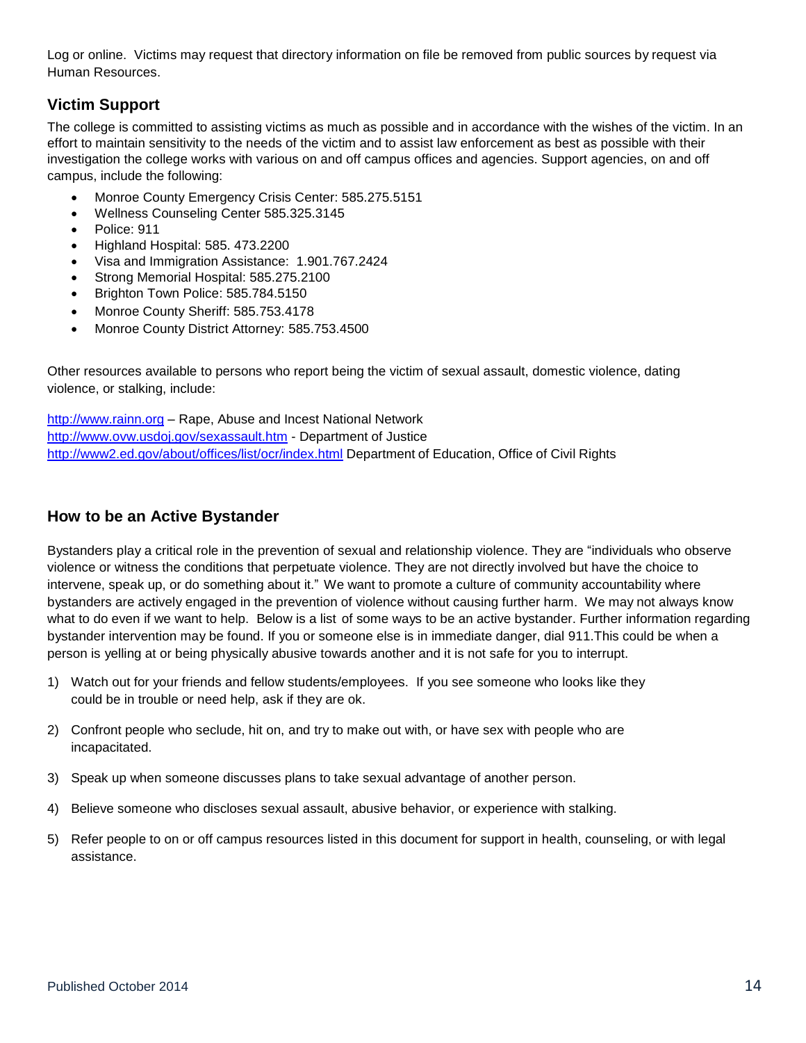Log or online. Victims may request that directory information on file be removed from public sources by request via Human Resources.

## Victim Support

The college is committed to assisting victims as much as possible and in accordance with the wishes of the victim. In an effort to maintain sensitivity to the needs of the victim and to assist law enforcement as best as possible with their investigation the college works with various on and off campus offices and agencies. Support agencies, on and off campus, include the following:

- Monroe County Emergency Crisis Center: 585.275.5151
- Wellness Counseling Center 585.325.3145
- Police: 911
- Highland Hospital: 585. 473.2200
- Visa and Immigration Assistance: 1.901.767.2424
- Strong Memorial Hospital: 585.275.2100
- Brighton Town Police: 585.784.5150
- Monroe County Sheriff: 585.753.4178
- Monroe County District Attorney: 585.753.4500

Other resources available to persons who report being the victim of sexual assault, domestic violence, dating violence, or stalking, include:

http://www.rainn.org – Rape, Abuse and Incest National Network
http://www.ovw.usdoj.gov/sexassault.htm - Department of Justice
http://www2.ed.gov/about/offices/list/ocr/index.html Department of Education, Office of Civil Rights

## How to be an Active Bystander

Bystanders play a critical role in the prevention of sexual and relationship violence. They are "individuals who observe violence or witness the conditions that perpetuate violence. They are not directly involved but have the choice to intervene, speak up, or do something about it." We want to promote a culture of community accountability where bystanders are actively engaged in the prevention of violence without causing further harm. We may not always know what to do even if we want to help. Below is a list of some ways to be an active bystander. Further information regarding bystander intervention may be found. If you or someone else is in immediate danger, dial 911.This could be when a person is yelling at or being physically abusive towards another and it is not safe for you to interrupt.

1) Watch out for your friends and fellow students/employees. If you see someone who looks like they could be in trouble or need help, ask if they are ok.
2) Confront people who seclude, hit on, and try to make out with, or have sex with people who are incapacitated.
3) Speak up when someone discusses plans to take sexual advantage of another person.
4) Believe someone who discloses sexual assault, abusive behavior, or experience with stalking.
5) Refer people to on or off campus resources listed in this document for support in health, counseling, or with legal assistance.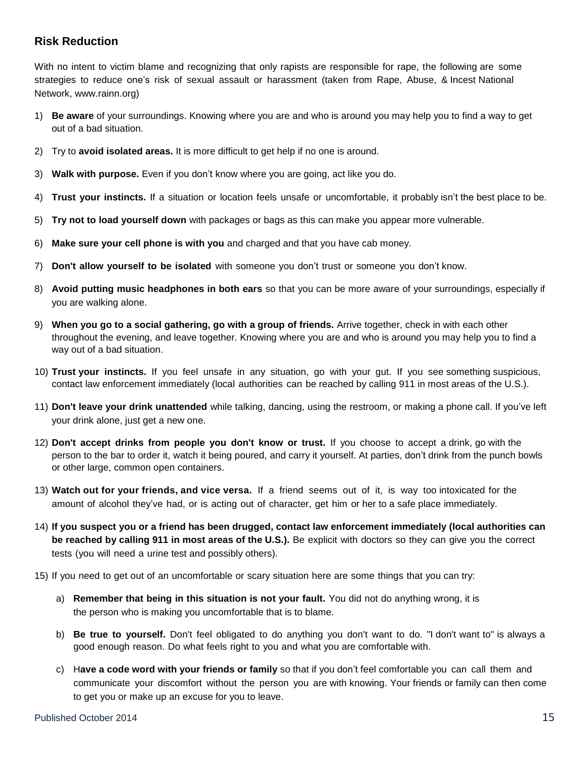### Risk Reduction

With no intent to victim blame and recognizing that only rapists are responsible for rape, the following are some strategies to reduce one's risk of sexual assault or harassment (taken from Rape, Abuse, & Incest National Network, www.rainn.org)

1) **Be aware** of your surroundings. Knowing where you are and who is around you may help you to find a way to get out of a bad situation.
2) Try to **avoid isolated areas.** It is more difficult to get help if no one is around.
3) **Walk with purpose.** Even if you don't know where you are going, act like you do.
4) **Trust your instincts.** If a situation or location feels unsafe or uncomfortable, it probably isn't the best place to be.
5) **Try not to load yourself down** with packages or bags as this can make you appear more vulnerable.
6) **Make sure your cell phone is with you** and charged and that you have cab money.
7) **Don't allow yourself to be isolated** with someone you don't trust or someone you don't know.
8) **Avoid putting music headphones in both ears** so that you can be more aware of your surroundings, especially if you are walking alone.
9) **When you go to a social gathering, go with a group of friends.** Arrive together, check in with each other throughout the evening, and leave together. Knowing where you are and who is around you may help you to find a way out of a bad situation.
10) **Trust your instincts.** If you feel unsafe in any situation, go with your gut. If you see something suspicious, contact law enforcement immediately (local authorities can be reached by calling 911 in most areas of the U.S.).
11) **Don't leave your drink unattended** while talking, dancing, using the restroom, or making a phone call. If you've left your drink alone, just get a new one.
12) **Don't accept drinks from people you don't know or trust.** If you choose to accept a drink, go with the person to the bar to order it, watch it being poured, and carry it yourself. At parties, don't drink from the punch bowls or other large, common open containers.
13) **Watch out for your friends, and vice versa.** If a friend seems out of it, is way too intoxicated for the amount of alcohol they've had, or is acting out of character, get him or her to a safe place immediately.
14) **If you suspect you or a friend has been drugged, contact law enforcement immediately (local authorities can be reached by calling 911 in most areas of the U.S.).** Be explicit with doctors so they can give you the correct tests (you will need a urine test and possibly others).
15) If you need to get out of an uncomfortable or scary situation here are some things that you can try:
    a) **Remember that being in this situation is not your fault.** You did not do anything wrong, it is the person who is making you uncomfortable that is to blame.
    b) **Be true to yourself.** Don't feel obligated to do anything you don't want to do. "I don't want to" is always a good enough reason. Do what feels right to you and what you are comfortable with.
    c) H**ave a code word with your friends or family** so that if you don't feel comfortable you can call them and communicate your discomfort without the person you are with knowing. Your friends or family can then come to get you or make up an excuse for you to leave.

Published October 2014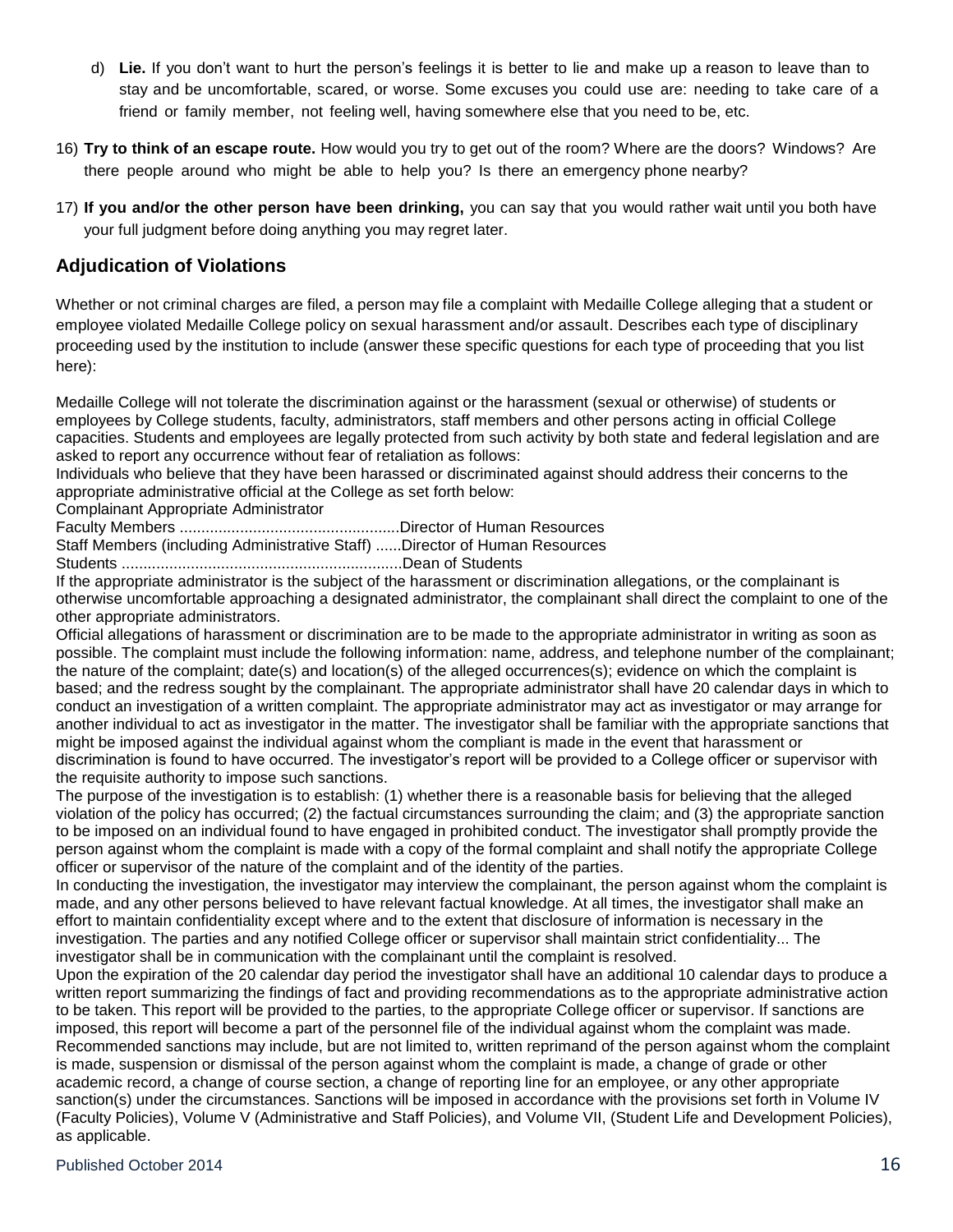d) **Lie.** If you don't want to hurt the person's feelings it is better to lie and make up a reason to leave than to stay and be uncomfortable, scared, or worse. Some excuses you could use are: needing to take care of a friend or family member, not feeling well, having somewhere else that you need to be, etc.

16) **Try to think of an escape route.** How would you try to get out of the room? Where are the doors? Windows? Are there people around who might be able to help you? Is there an emergency phone nearby?

17) **If you and/or the other person have been drinking,** you can say that you would rather wait until you both have your full judgment before doing anything you may regret later.

## Adjudication of Violations

Whether or not criminal charges are filed, a person may file a complaint with Medaille College alleging that a student or employee violated Medaille College policy on sexual harassment and/or assault. Describes each type of disciplinary proceeding used by the institution to include (answer these specific questions for each type of proceeding that you list here):

Medaille College will not tolerate the discrimination against or the harassment (sexual or otherwise) of students or employees by College students, faculty, administrators, staff members and other persons acting in official College capacities. Students and employees are legally protected from such activity by both state and federal legislation and are asked to report any occurrence without fear of retaliation as follows:

Individuals who believe that they have been harassed or discriminated against should address their concerns to the appropriate administrative official at the College as set forth below:

Complainant Appropriate Administrator

Faculty Members ....................................................Director of Human Resources

Staff Members (including Administrative Staff) ......Director of Human Resources

Students ..................................................................Dean of Students

If the appropriate administrator is the subject of the harassment or discrimination allegations, or the complainant is otherwise uncomfortable approaching a designated administrator, the complainant shall direct the complaint to one of the other appropriate administrators.

Official allegations of harassment or discrimination are to be made to the appropriate administrator in writing as soon as possible. The complaint must include the following information: name, address, and telephone number of the complainant; the nature of the complaint; date(s) and location(s) of the alleged occurrences(s); evidence on which the complaint is based; and the redress sought by the complainant. The appropriate administrator shall have 20 calendar days in which to conduct an investigation of a written complaint. The appropriate administrator may act as investigator or may arrange for another individual to act as investigator in the matter. The investigator shall be familiar with the appropriate sanctions that might be imposed against the individual against whom the compliant is made in the event that harassment or discrimination is found to have occurred. The investigator's report will be provided to a College officer or supervisor with the requisite authority to impose such sanctions.

The purpose of the investigation is to establish: (1) whether there is a reasonable basis for believing that the alleged violation of the policy has occurred; (2) the factual circumstances surrounding the claim; and (3) the appropriate sanction to be imposed on an individual found to have engaged in prohibited conduct. The investigator shall promptly provide the person against whom the complaint is made with a copy of the formal complaint and shall notify the appropriate College officer or supervisor of the nature of the complaint and of the identity of the parties.

In conducting the investigation, the investigator may interview the complainant, the person against whom the complaint is made, and any other persons believed to have relevant factual knowledge. At all times, the investigator shall make an effort to maintain confidentiality except where and to the extent that disclosure of information is necessary in the investigation. The parties and any notified College officer or supervisor shall maintain strict confidentiality... The investigator shall be in communication with the complainant until the complaint is resolved.

Upon the expiration of the 20 calendar day period the investigator shall have an additional 10 calendar days to produce a written report summarizing the findings of fact and providing recommendations as to the appropriate administrative action to be taken. This report will be provided to the parties, to the appropriate College officer or supervisor. If sanctions are imposed, this report will become a part of the personnel file of the individual against whom the complaint was made. Recommended sanctions may include, but are not limited to, written reprimand of the person against whom the complaint is made, suspension or dismissal of the person against whom the complaint is made, a change of grade or other academic record, a change of course section, a change of reporting line for an employee, or any other appropriate sanction(s) under the circumstances. Sanctions will be imposed in accordance with the provisions set forth in Volume IV (Faculty Policies), Volume V (Administrative and Staff Policies), and Volume VII, (Student Life and Development Policies), as applicable.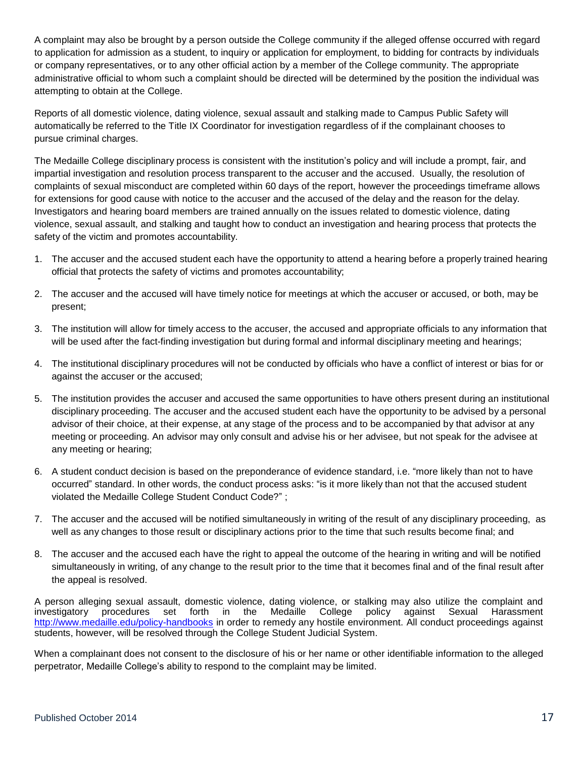A complaint may also be brought by a person outside the College community if the alleged offense occurred with regard to application for admission as a student, to inquiry or application for employment, to bidding for contracts by individuals or company representatives, or to any other official action by a member of the College community. The appropriate administrative official to whom such a complaint should be directed will be determined by the position the individual was attempting to obtain at the College.

Reports of all domestic violence, dating violence, sexual assault and stalking made to Campus Public Safety will automatically be referred to the Title IX Coordinator for investigation regardless of if the complainant chooses to pursue criminal charges.

The Medaille College disciplinary process is consistent with the institution's policy and will include a prompt, fair, and impartial investigation and resolution process transparent to the accuser and the accused. Usually, the resolution of complaints of sexual misconduct are completed within 60 days of the report, however the proceedings timeframe allows for extensions for good cause with notice to the accuser and the accused of the delay and the reason for the delay. Investigators and hearing board members are trained annually on the issues related to domestic violence, dating violence, sexual assault, and stalking and taught how to conduct an investigation and hearing process that protects the safety of the victim and promotes accountability.

1. The accuser and the accused student each have the opportunity to attend a hearing before a properly trained hearing official that protects the safety of victims and promotes accountability;
2. The accuser and the accused will have timely notice for meetings at which the accuser or accused, or both, may be present;
3. The institution will allow for timely access to the accuser, the accused and appropriate officials to any information that will be used after the fact-finding investigation but during formal and informal disciplinary meeting and hearings;
4. The institutional disciplinary procedures will not be conducted by officials who have a conflict of interest or bias for or against the accuser or the accused;
5. The institution provides the accuser and accused the same opportunities to have others present during an institutional disciplinary proceeding. The accuser and the accused student each have the opportunity to be advised by a personal advisor of their choice, at their expense, at any stage of the process and to be accompanied by that advisor at any meeting or proceeding. An advisor may only consult and advise his or her advisee, but not speak for the advisee at any meeting or hearing;
6. A student conduct decision is based on the preponderance of evidence standard, i.e. "more likely than not to have occurred" standard. In other words, the conduct process asks: "is it more likely than not that the accused student violated the Medaille College Student Conduct Code?" ;
7. The accuser and the accused will be notified simultaneously in writing of the result of any disciplinary proceeding, as well as any changes to those result or disciplinary actions prior to the time that such results become final; and
8. The accuser and the accused each have the right to appeal the outcome of the hearing in writing and will be notified simultaneously in writing, of any change to the result prior to the time that it becomes final and of the final result after the appeal is resolved.

A person alleging sexual assault, domestic violence, dating violence, or stalking may also utilize the complaint and investigatory procedures set forth in the Medaille College policy against Sexual Harassment http://www.medaille.edu/policy-handbooks in order to remedy any hostile environment. All conduct proceedings against students, however, will be resolved through the College Student Judicial System.

When a complainant does not consent to the disclosure of his or her name or other identifiable information to the alleged perpetrator, Medaille College's ability to respond to the complaint may be limited.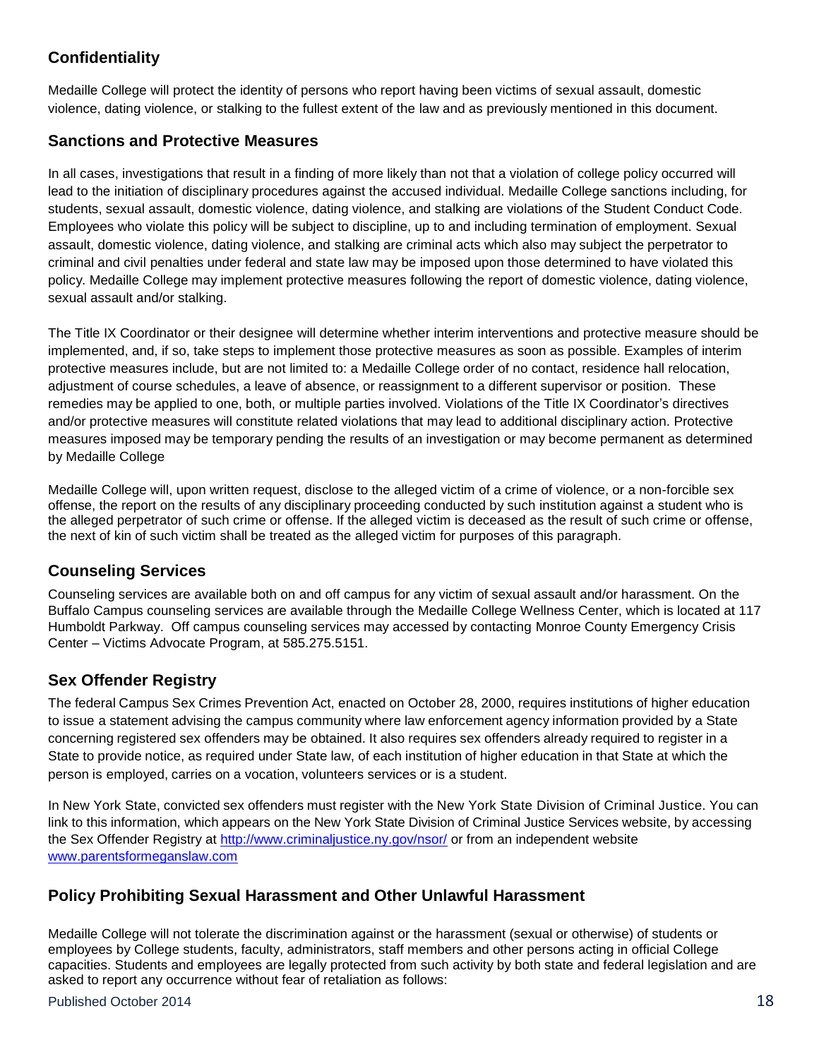## Confidentiality

Medaille College will protect the identity of persons who report having been victims of sexual assault, domestic violence, dating violence, or stalking to the fullest extent of the law and as previously mentioned in this document.

## Sanctions and Protective Measures

In all cases, investigations that result in a finding of more likely than not that a violation of college policy occurred will lead to the initiation of disciplinary procedures against the accused individual. Medaille College sanctions including, for students, sexual assault, domestic violence, dating violence, and stalking are violations of the Student Conduct Code. Employees who violate this policy will be subject to discipline, up to and including termination of employment. Sexual assault, domestic violence, dating violence, and stalking are criminal acts which also may subject the perpetrator to criminal and civil penalties under federal and state law may be imposed upon those determined to have violated this policy. Medaille College may implement protective measures following the report of domestic violence, dating violence, sexual assault and/or stalking.

The Title IX Coordinator or their designee will determine whether interim interventions and protective measure should be implemented, and, if so, take steps to implement those protective measures as soon as possible. Examples of interim protective measures include, but are not limited to: a Medaille College order of no contact, residence hall relocation, adjustment of course schedules, a leave of absence, or reassignment to a different supervisor or position. These remedies may be applied to one, both, or multiple parties involved. Violations of the Title IX Coordinator's directives and/or protective measures will constitute related violations that may lead to additional disciplinary action. Protective measures imposed may be temporary pending the results of an investigation or may become permanent as determined by Medaille College

Medaille College will, upon written request, disclose to the alleged victim of a crime of violence, or a non-forcible sex offense, the report on the results of any disciplinary proceeding conducted by such institution against a student who is the alleged perpetrator of such crime or offense. If the alleged victim is deceased as the result of such crime or offense, the next of kin of such victim shall be treated as the alleged victim for purposes of this paragraph.

## Counseling Services

Counseling services are available both on and off campus for any victim of sexual assault and/or harassment. On the Buffalo Campus counseling services are available through the Medaille College Wellness Center, which is located at 117 Humboldt Parkway. Off campus counseling services may accessed by contacting Monroe County Emergency Crisis Center – Victims Advocate Program, at 585.275.5151.

## Sex Offender Registry

The federal Campus Sex Crimes Prevention Act, enacted on October 28, 2000, requires institutions of higher education to issue a statement advising the campus community where law enforcement agency information provided by a State concerning registered sex offenders may be obtained. It also requires sex offenders already required to register in a State to provide notice, as required under State law, of each institution of higher education in that State at which the person is employed, carries on a vocation, volunteers services or is a student.

In New York State, convicted sex offenders must register with the New York State Division of Criminal Justice. You can link to this information, which appears on the New York State Division of Criminal Justice Services website, by accessing the Sex Offender Registry at http://www.criminaljustice.ny.gov/nsor/ or from an independent website www.parentsformeganslaw.com

## Policy Prohibiting Sexual Harassment and Other Unlawful Harassment

Medaille College will not tolerate the discrimination against or the harassment (sexual or otherwise) of students or employees by College students, faculty, administrators, staff members and other persons acting in official College capacities. Students and employees are legally protected from such activity by both state and federal legislation and are asked to report any occurrence without fear of retaliation as follows: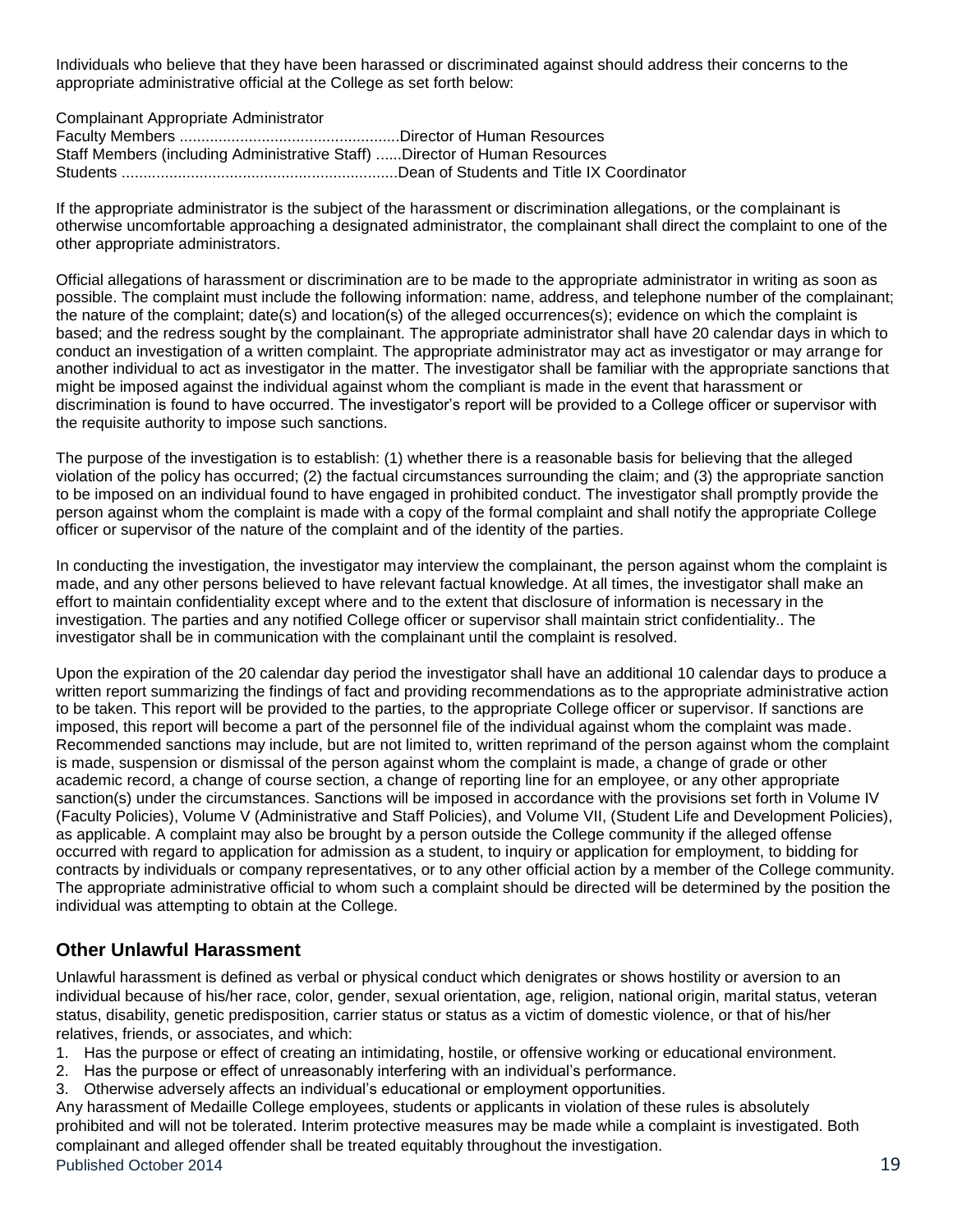Individuals who believe that they have been harassed or discriminated against should address their concerns to the appropriate administrative official at the College as set forth below:

| Complainant | Appropriate Administrator |
|---|---|
| Faculty Members | Director of Human Resources |
| Staff Members (including Administrative Staff) | Director of Human Resources |
| Students | Dean of Students and Title IX Coordinator |

If the appropriate administrator is the subject of the harassment or discrimination allegations, or the complainant is otherwise uncomfortable approaching a designated administrator, the complainant shall direct the complaint to one of the other appropriate administrators.

Official allegations of harassment or discrimination are to be made to the appropriate administrator in writing as soon as possible. The complaint must include the following information: name, address, and telephone number of the complainant; the nature of the complaint; date(s) and location(s) of the alleged occurrences(s); evidence on which the complaint is based; and the redress sought by the complainant. The appropriate administrator shall have 20 calendar days in which to conduct an investigation of a written complaint. The appropriate administrator may act as investigator or may arrange for another individual to act as investigator in the matter. The investigator shall be familiar with the appropriate sanctions that might be imposed against the individual against whom the compliant is made in the event that harassment or discrimination is found to have occurred. The investigator's report will be provided to a College officer or supervisor with the requisite authority to impose such sanctions.

The purpose of the investigation is to establish: (1) whether there is a reasonable basis for believing that the alleged violation of the policy has occurred; (2) the factual circumstances surrounding the claim; and (3) the appropriate sanction to be imposed on an individual found to have engaged in prohibited conduct. The investigator shall promptly provide the person against whom the complaint is made with a copy of the formal complaint and shall notify the appropriate College officer or supervisor of the nature of the complaint and of the identity of the parties.

In conducting the investigation, the investigator may interview the complainant, the person against whom the complaint is made, and any other persons believed to have relevant factual knowledge. At all times, the investigator shall make an effort to maintain confidentiality except where and to the extent that disclosure of information is necessary in the investigation. The parties and any notified College officer or supervisor shall maintain strict confidentiality.. The investigator shall be in communication with the complainant until the complaint is resolved.

Upon the expiration of the 20 calendar day period the investigator shall have an additional 10 calendar days to produce a written report summarizing the findings of fact and providing recommendations as to the appropriate administrative action to be taken. This report will be provided to the parties, to the appropriate College officer or supervisor. If sanctions are imposed, this report will become a part of the personnel file of the individual against whom the complaint was made. Recommended sanctions may include, but are not limited to, written reprimand of the person against whom the complaint is made, suspension or dismissal of the person against whom the complaint is made, a change of grade or other academic record, a change of course section, a change of reporting line for an employee, or any other appropriate sanction(s) under the circumstances. Sanctions will be imposed in accordance with the provisions set forth in Volume IV (Faculty Policies), Volume V (Administrative and Staff Policies), and Volume VII, (Student Life and Development Policies), as applicable. A complaint may also be brought by a person outside the College community if the alleged offense occurred with regard to application for admission as a student, to inquiry or application for employment, to bidding for contracts by individuals or company representatives, or to any other official action by a member of the College community. The appropriate administrative official to whom such a complaint should be directed will be determined by the position the individual was attempting to obtain at the College.

## Other Unlawful Harassment

Unlawful harassment is defined as verbal or physical conduct which denigrates or shows hostility or aversion to an individual because of his/her race, color, gender, sexual orientation, age, religion, national origin, marital status, veteran status, disability, genetic predisposition, carrier status or status as a victim of domestic violence, or that of his/her relatives, friends, or associates, and which:

1. Has the purpose or effect of creating an intimidating, hostile, or offensive working or educational environment.
2. Has the purpose or effect of unreasonably interfering with an individual's performance.
3. Otherwise adversely affects an individual's educational or employment opportunities.

Any harassment of Medaille College employees, students or applicants in violation of these rules is absolutely prohibited and will not be tolerated. Interim protective measures may be made while a complaint is investigated. Both complainant and alleged offender shall be treated equitably throughout the investigation.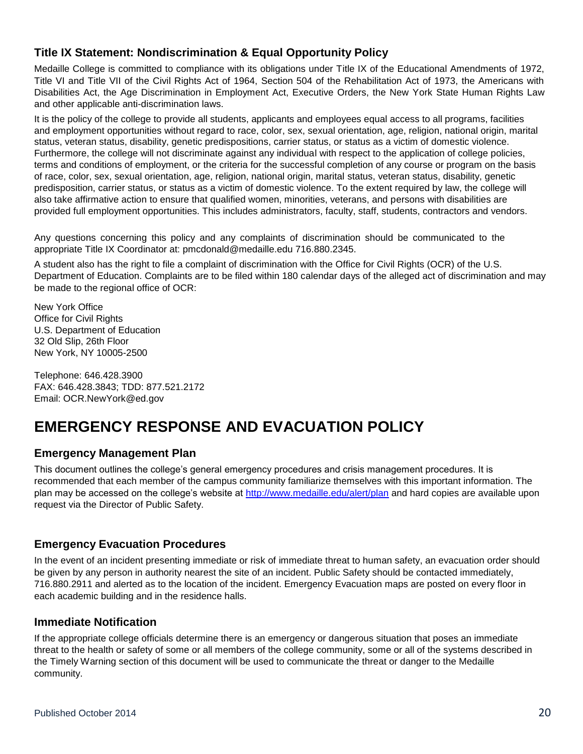### Title IX Statement: Nondiscrimination & Equal Opportunity Policy

Medaille College is committed to compliance with its obligations under Title IX of the Educational Amendments of 1972, Title VI and Title VII of the Civil Rights Act of 1964, Section 504 of the Rehabilitation Act of 1973, the Americans with Disabilities Act, the Age Discrimination in Employment Act, Executive Orders, the New York State Human Rights Law and other applicable anti-discrimination laws.

It is the policy of the college to provide all students, applicants and employees equal access to all programs, facilities and employment opportunities without regard to race, color, sex, sexual orientation, age, religion, national origin, marital status, veteran status, disability, genetic predispositions, carrier status, or status as a victim of domestic violence. Furthermore, the college will not discriminate against any individual with respect to the application of college policies, terms and conditions of employment, or the criteria for the successful completion of any course or program on the basis of race, color, sex, sexual orientation, age, religion, national origin, marital status, veteran status, disability, genetic predisposition, carrier status, or status as a victim of domestic violence. To the extent required by law, the college will also take affirmative action to ensure that qualified women, minorities, veterans, and persons with disabilities are provided full employment opportunities. This includes administrators, faculty, staff, students, contractors and vendors.

Any questions concerning this policy and any complaints of discrimination should be communicated to the appropriate Title IX Coordinator at: pmcdonald@medaille.edu 716.880.2345.

A student also has the right to file a complaint of discrimination with the Office for Civil Rights (OCR) of the U.S. Department of Education. Complaints are to be filed within 180 calendar days of the alleged act of discrimination and may be made to the regional office of OCR:

New York Office
Office for Civil Rights
U.S. Department of Education
32 Old Slip, 26th Floor
New York, NY 10005-2500

Telephone: 646.428.3900
FAX: 646.428.3843; TDD: 877.521.2172
Email: OCR.NewYork@ed.gov

# EMERGENCY RESPONSE AND EVACUATION POLICY

### Emergency Management Plan

This document outlines the college's general emergency procedures and crisis management procedures. It is recommended that each member of the campus community familiarize themselves with this important information. The plan may be accessed on the college's website at [http://www.medaille.edu/alert/plan](http://www.medaille.edu/alert/plan) and hard copies are available upon request via the Director of Public Safety.

### Emergency Evacuation Procedures

In the event of an incident presenting immediate or risk of immediate threat to human safety, an evacuation order should be given by any person in authority nearest the site of an incident. Public Safety should be contacted immediately, 716.880.2911 and alerted as to the location of the incident. Emergency Evacuation maps are posted on every floor in each academic building and in the residence halls.

### Immediate Notification

If the appropriate college officials determine there is an emergency or dangerous situation that poses an immediate threat to the health or safety of some or all members of the college community, some or all of the systems described in the Timely Warning section of this document will be used to communicate the threat or danger to the Medaille community.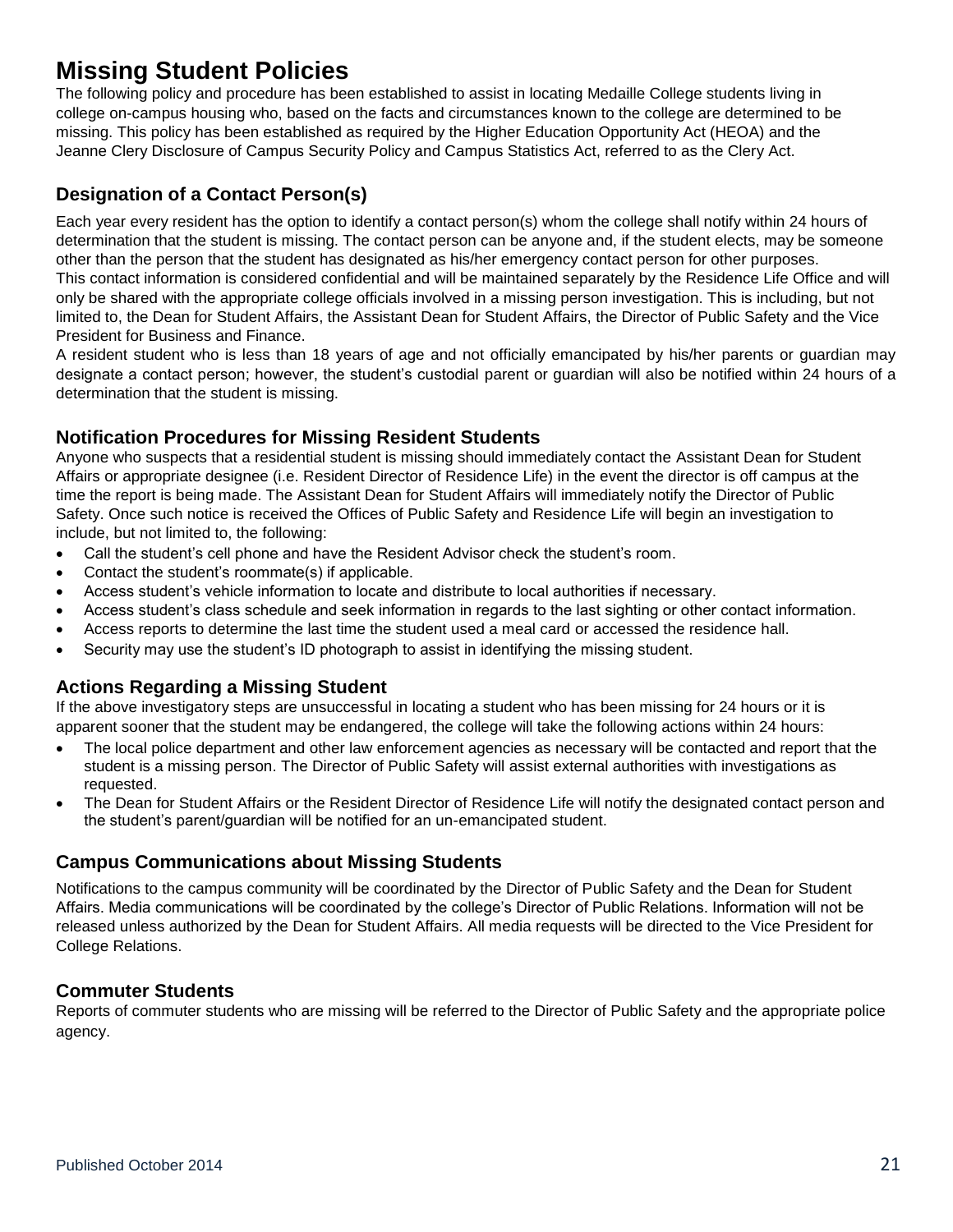# Missing Student Policies

The following policy and procedure has been established to assist in locating Medaille College students living in college on-campus housing who, based on the facts and circumstances known to the college are determined to be missing. This policy has been established as required by the Higher Education Opportunity Act (HEOA) and the Jeanne Clery Disclosure of Campus Security Policy and Campus Statistics Act, referred to as the Clery Act.

## Designation of a Contact Person(s)

Each year every resident has the option to identify a contact person(s) whom the college shall notify within 24 hours of determination that the student is missing. The contact person can be anyone and, if the student elects, may be someone other than the person that the student has designated as his/her emergency contact person for other purposes.
This contact information is considered confidential and will be maintained separately by the Residence Life Office and will only be shared with the appropriate college officials involved in a missing person investigation. This is including, but not limited to, the Dean for Student Affairs, the Assistant Dean for Student Affairs, the Director of Public Safety and the Vice President for Business and Finance.
A resident student who is less than 18 years of age and not officially emancipated by his/her parents or guardian may designate a contact person; however, the student's custodial parent or guardian will also be notified within 24 hours of a determination that the student is missing.

## Notification Procedures for Missing Resident Students

Anyone who suspects that a residential student is missing should immediately contact the Assistant Dean for Student Affairs or appropriate designee (i.e. Resident Director of Residence Life) in the event the director is off campus at the time the report is being made. The Assistant Dean for Student Affairs will immediately notify the Director of Public Safety. Once such notice is received the Offices of Public Safety and Residence Life will begin an investigation to include, but not limited to, the following:

- Call the student's cell phone and have the Resident Advisor check the student's room.
- Contact the student's roommate(s) if applicable.
- Access student's vehicle information to locate and distribute to local authorities if necessary.
- Access student's class schedule and seek information in regards to the last sighting or other contact information.
- Access reports to determine the last time the student used a meal card or accessed the residence hall.
- Security may use the student's ID photograph to assist in identifying the missing student.

## Actions Regarding a Missing Student

If the above investigatory steps are unsuccessful in locating a student who has been missing for 24 hours or it is apparent sooner that the student may be endangered, the college will take the following actions within 24 hours:

- The local police department and other law enforcement agencies as necessary will be contacted and report that the student is a missing person. The Director of Public Safety will assist external authorities with investigations as requested.
- The Dean for Student Affairs or the Resident Director of Residence Life will notify the designated contact person and the student's parent/guardian will be notified for an un-emancipated student.

## Campus Communications about Missing Students

Notifications to the campus community will be coordinated by the Director of Public Safety and the Dean for Student Affairs. Media communications will be coordinated by the college's Director of Public Relations. Information will not be released unless authorized by the Dean for Student Affairs. All media requests will be directed to the Vice President for College Relations.

## Commuter Students

Reports of commuter students who are missing will be referred to the Director of Public Safety and the appropriate police agency.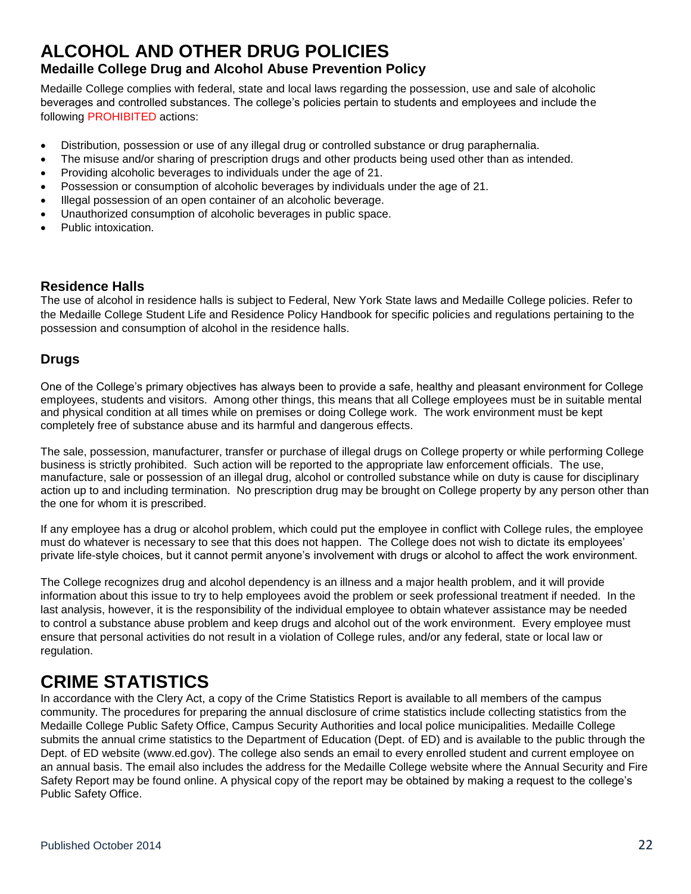# ALCOHOL AND OTHER DRUG POLICIES

## Medaille College Drug and Alcohol Abuse Prevention Policy

Medaille College complies with federal, state and local laws regarding the possession, use and sale of alcoholic beverages and controlled substances. The college's policies pertain to students and employees and include the following PROHIBITED actions:

- Distribution, possession or use of any illegal drug or controlled substance or drug paraphernalia.
- The misuse and/or sharing of prescription drugs and other products being used other than as intended.
- Providing alcoholic beverages to individuals under the age of 21.
- Possession or consumption of alcoholic beverages by individuals under the age of 21.
- Illegal possession of an open container of an alcoholic beverage.
- Unauthorized consumption of alcoholic beverages in public space.
- Public intoxication.

### Residence Halls

The use of alcohol in residence halls is subject to Federal, New York State laws and Medaille College policies. Refer to the Medaille College Student Life and Residence Policy Handbook for specific policies and regulations pertaining to the possession and consumption of alcohol in the residence halls.

### Drugs

One of the College's primary objectives has always been to provide a safe, healthy and pleasant environment for College employees, students and visitors. Among other things, this means that all College employees must be in suitable mental and physical condition at all times while on premises or doing College work. The work environment must be kept completely free of substance abuse and its harmful and dangerous effects.

The sale, possession, manufacturer, transfer or purchase of illegal drugs on College property or while performing College business is strictly prohibited. Such action will be reported to the appropriate law enforcement officials. The use, manufacture, sale or possession of an illegal drug, alcohol or controlled substance while on duty is cause for disciplinary action up to and including termination. No prescription drug may be brought on College property by any person other than the one for whom it is prescribed.

If any employee has a drug or alcohol problem, which could put the employee in conflict with College rules, the employee must do whatever is necessary to see that this does not happen. The College does not wish to dictate its employees' private life-style choices, but it cannot permit anyone's involvement with drugs or alcohol to affect the work environment.

The College recognizes drug and alcohol dependency is an illness and a major health problem, and it will provide information about this issue to try to help employees avoid the problem or seek professional treatment if needed. In the last analysis, however, it is the responsibility of the individual employee to obtain whatever assistance may be needed to control a substance abuse problem and keep drugs and alcohol out of the work environment. Every employee must ensure that personal activities do not result in a violation of College rules, and/or any federal, state or local law or regulation.

# CRIME STATISTICS

In accordance with the Clery Act, a copy of the Crime Statistics Report is available to all members of the campus community. The procedures for preparing the annual disclosure of crime statistics include collecting statistics from the Medaille College Public Safety Office, Campus Security Authorities and local police municipalities. Medaille College submits the annual crime statistics to the Department of Education (Dept. of ED) and is available to the public through the Dept. of ED website (www.ed.gov). The college also sends an email to every enrolled student and current employee on an annual basis. The email also includes the address for the Medaille College website where the Annual Security and Fire Safety Report may be found online. A physical copy of the report may be obtained by making a request to the college's Public Safety Office.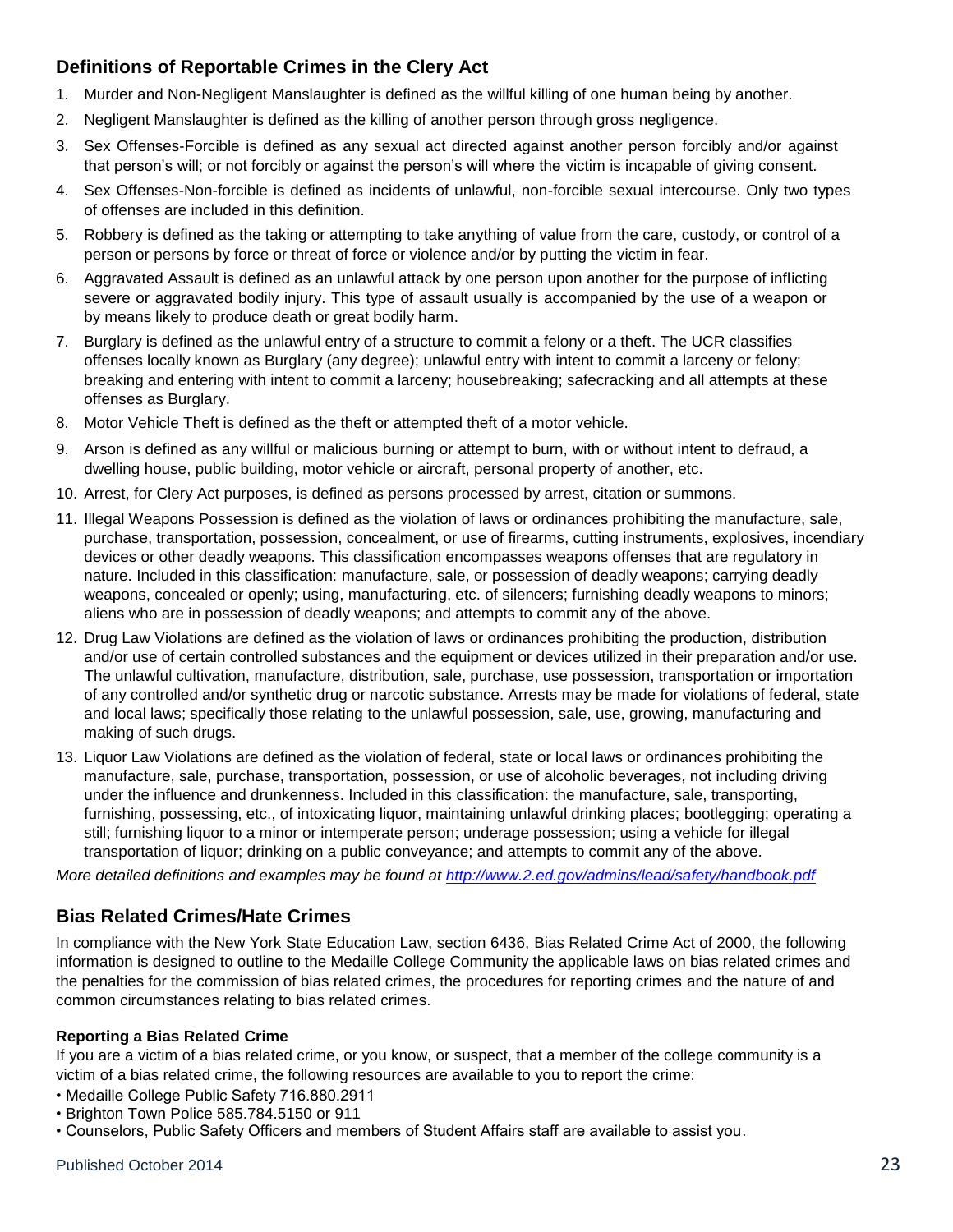## Definitions of Reportable Crimes in the Clery Act

1. Murder and Non-Negligent Manslaughter is defined as the willful killing of one human being by another.
2. Negligent Manslaughter is defined as the killing of another person through gross negligence.
3. Sex Offenses-Forcible is defined as any sexual act directed against another person forcibly and/or against that person's will; or not forcibly or against the person's will where the victim is incapable of giving consent.
4. Sex Offenses-Non-forcible is defined as incidents of unlawful, non-forcible sexual intercourse. Only two types of offenses are included in this definition.
5. Robbery is defined as the taking or attempting to take anything of value from the care, custody, or control of a person or persons by force or threat of force or violence and/or by putting the victim in fear.
6. Aggravated Assault is defined as an unlawful attack by one person upon another for the purpose of inflicting severe or aggravated bodily injury. This type of assault usually is accompanied by the use of a weapon or by means likely to produce death or great bodily harm.
7. Burglary is defined as the unlawful entry of a structure to commit a felony or a theft. The UCR classifies offenses locally known as Burglary (any degree); unlawful entry with intent to commit a larceny or felony; breaking and entering with intent to commit a larceny; housebreaking; safecracking and all attempts at these offenses as Burglary.
8. Motor Vehicle Theft is defined as the theft or attempted theft of a motor vehicle.
9. Arson is defined as any willful or malicious burning or attempt to burn, with or without intent to defraud, a dwelling house, public building, motor vehicle or aircraft, personal property of another, etc.
10. Arrest, for Clery Act purposes, is defined as persons processed by arrest, citation or summons.
11. Illegal Weapons Possession is defined as the violation of laws or ordinances prohibiting the manufacture, sale, purchase, transportation, possession, concealment, or use of firearms, cutting instruments, explosives, incendiary devices or other deadly weapons. This classification encompasses weapons offenses that are regulatory in nature. Included in this classification: manufacture, sale, or possession of deadly weapons; carrying deadly weapons, concealed or openly; using, manufacturing, etc. of silencers; furnishing deadly weapons to minors; aliens who are in possession of deadly weapons; and attempts to commit any of the above.
12. Drug Law Violations are defined as the violation of laws or ordinances prohibiting the production, distribution and/or use of certain controlled substances and the equipment or devices utilized in their preparation and/or use. The unlawful cultivation, manufacture, distribution, sale, purchase, use possession, transportation or importation of any controlled and/or synthetic drug or narcotic substance. Arrests may be made for violations of federal, state and local laws; specifically those relating to the unlawful possession, sale, use, growing, manufacturing and making of such drugs.
13. Liquor Law Violations are defined as the violation of federal, state or local laws or ordinances prohibiting the manufacture, sale, purchase, transportation, possession, or use of alcoholic beverages, not including driving under the influence and drunkenness. Included in this classification: the manufacture, sale, transporting, furnishing, possessing, etc., of intoxicating liquor, maintaining unlawful drinking places; bootlegging; operating a still; furnishing liquor to a minor or intemperate person; underage possession; using a vehicle for illegal transportation of liquor; drinking on a public conveyance; and attempts to commit any of the above.

*More detailed definitions and examples may be found at http://www.2.ed.gov/admins/lead/safety/handbook.pdf*

## Bias Related Crimes/Hate Crimes

In compliance with the New York State Education Law, section 6436, Bias Related Crime Act of 2000, the following information is designed to outline to the Medaille College Community the applicable laws on bias related crimes and the penalties for the commission of bias related crimes, the procedures for reporting crimes and the nature of and common circumstances relating to bias related crimes.

**Reporting a Bias Related Crime**

If you are a victim of a bias related crime, or you know, or suspect, that a member of the college community is a victim of a bias related crime, the following resources are available to you to report the crime:

- Medaille College Public Safety 716.880.2911
- Brighton Town Police 585.784.5150 or 911
- Counselors, Public Safety Officers and members of Student Affairs staff are available to assist you.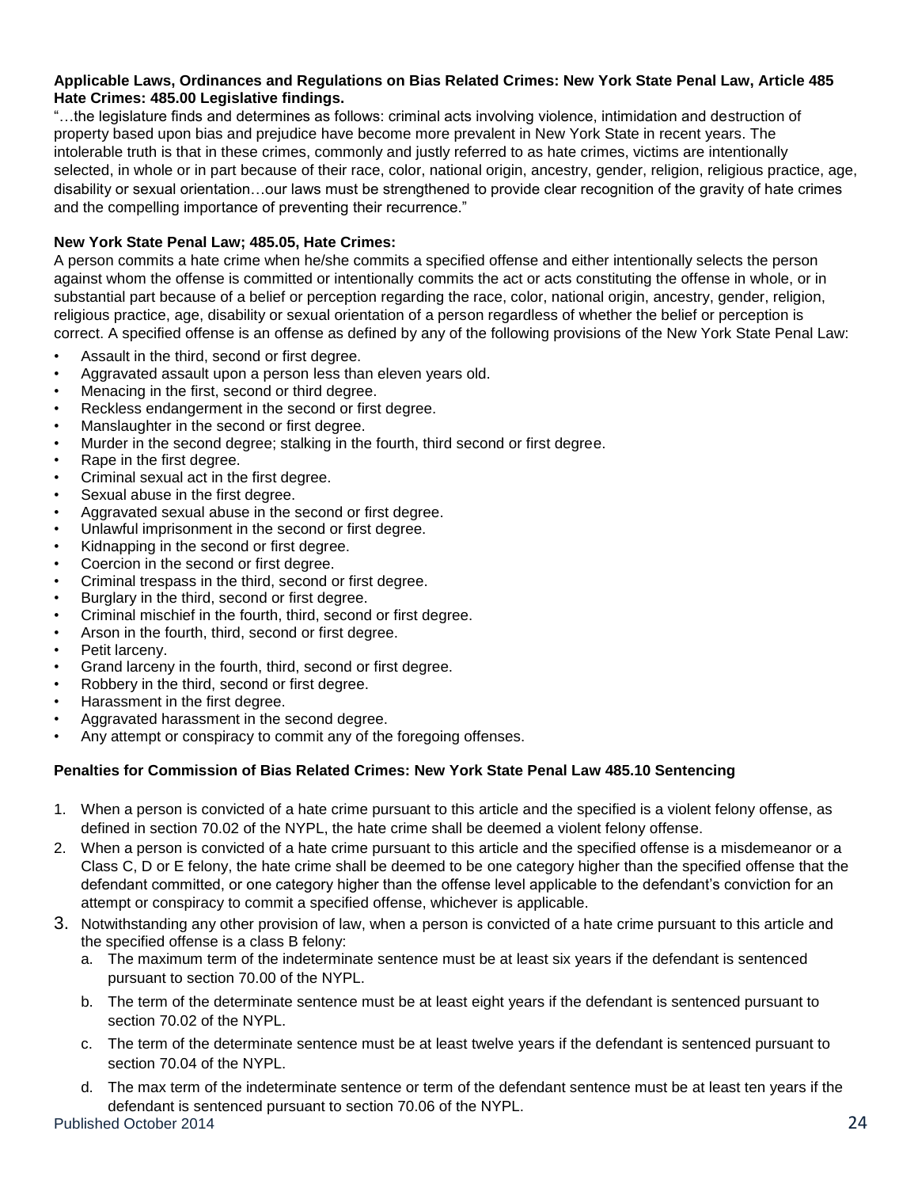**Applicable Laws, Ordinances and Regulations on Bias Related Crimes: New York State Penal Law, Article 485 Hate Crimes: 485.00 Legislative findings.**

"…the legislature finds and determines as follows: criminal acts involving violence, intimidation and destruction of property based upon bias and prejudice have become more prevalent in New York State in recent years. The intolerable truth is that in these crimes, commonly and justly referred to as hate crimes, victims are intentionally selected, in whole or in part because of their race, color, national origin, ancestry, gender, religion, religious practice, age, disability or sexual orientation…our laws must be strengthened to provide clear recognition of the gravity of hate crimes and the compelling importance of preventing their recurrence."

**New York State Penal Law; 485.05, Hate Crimes:**

A person commits a hate crime when he/she commits a specified offense and either intentionally selects the person against whom the offense is committed or intentionally commits the act or acts constituting the offense in whole, or in substantial part because of a belief or perception regarding the race, color, national origin, ancestry, gender, religion, religious practice, age, disability or sexual orientation of a person regardless of whether the belief or perception is correct. A specified offense is an offense as defined by any of the following provisions of the New York State Penal Law:

- Assault in the third, second or first degree.
- Aggravated assault upon a person less than eleven years old.
- Menacing in the first, second or third degree.
- Reckless endangerment in the second or first degree.
- Manslaughter in the second or first degree.
- Murder in the second degree; stalking in the fourth, third second or first degree.
- Rape in the first degree.
- Criminal sexual act in the first degree.
- Sexual abuse in the first degree.
- Aggravated sexual abuse in the second or first degree.
- Unlawful imprisonment in the second or first degree.
- Kidnapping in the second or first degree.
- Coercion in the second or first degree.
- Criminal trespass in the third, second or first degree.
- Burglary in the third, second or first degree.
- Criminal mischief in the fourth, third, second or first degree.
- Arson in the fourth, third, second or first degree.
- Petit larceny.
- Grand larceny in the fourth, third, second or first degree.
- Robbery in the third, second or first degree.
- Harassment in the first degree.
- Aggravated harassment in the second degree.
- Any attempt or conspiracy to commit any of the foregoing offenses.

**Penalties for Commission of Bias Related Crimes: New York State Penal Law 485.10 Sentencing**

1. When a person is convicted of a hate crime pursuant to this article and the specified is a violent felony offense, as defined in section 70.02 of the NYPL, the hate crime shall be deemed a violent felony offense.
2. When a person is convicted of a hate crime pursuant to this article and the specified offense is a misdemeanor or a Class C, D or E felony, the hate crime shall be deemed to be one category higher than the specified offense that the defendant committed, or one category higher than the offense level applicable to the defendant's conviction for an attempt or conspiracy to commit a specified offense, whichever is applicable.
3. Notwithstanding any other provision of law, when a person is convicted of a hate crime pursuant to this article and the specified offense is a class B felony:
   a. The maximum term of the indeterminate sentence must be at least six years if the defendant is sentenced pursuant to section 70.00 of the NYPL.
   b. The term of the determinate sentence must be at least eight years if the defendant is sentenced pursuant to section 70.02 of the NYPL.
   c. The term of the determinate sentence must be at least twelve years if the defendant is sentenced pursuant to section 70.04 of the NYPL.
   d. The max term of the indeterminate sentence or term of the defendant sentence must be at least ten years if the defendant is sentenced pursuant to section 70.06 of the NYPL.

Published October 2014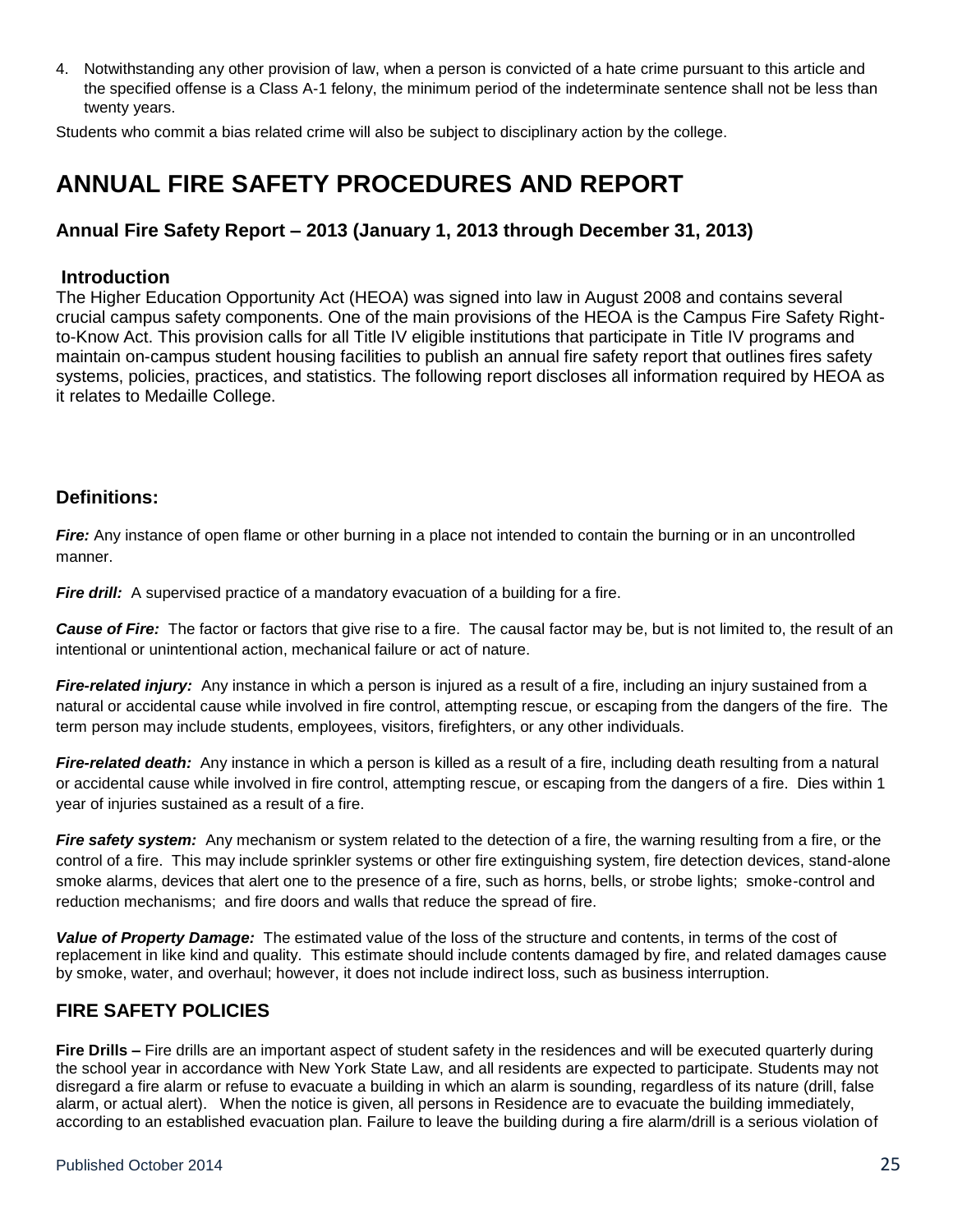4. Notwithstanding any other provision of law, when a person is convicted of a hate crime pursuant to this article and the specified offense is a Class A-1 felony, the minimum period of the indeterminate sentence shall not be less than twenty years.

Students who commit a bias related crime will also be subject to disciplinary action by the college.

# ANNUAL FIRE SAFETY PROCEDURES AND REPORT

### Annual Fire Safety Report – 2013 (January 1, 2013 through December 31, 2013)

### Introduction

The Higher Education Opportunity Act (HEOA) was signed into law in August 2008 and contains several crucial campus safety components. One of the main provisions of the HEOA is the Campus Fire Safety Right-to-Know Act. This provision calls for all Title IV eligible institutions that participate in Title IV programs and maintain on-campus student housing facilities to publish an annual fire safety report that outlines fires safety systems, policies, practices, and statistics. The following report discloses all information required by HEOA as it relates to Medaille College.

### Definitions:

***Fire:*** Any instance of open flame or other burning in a place not intended to contain the burning or in an uncontrolled manner.

***Fire drill:*** A supervised practice of a mandatory evacuation of a building for a fire.

***Cause of Fire:*** The factor or factors that give rise to a fire. The causal factor may be, but is not limited to, the result of an intentional or unintentional action, mechanical failure or act of nature.

***Fire-related injury:*** Any instance in which a person is injured as a result of a fire, including an injury sustained from a natural or accidental cause while involved in fire control, attempting rescue, or escaping from the dangers of the fire. The term person may include students, employees, visitors, firefighters, or any other individuals.

***Fire-related death:*** Any instance in which a person is killed as a result of a fire, including death resulting from a natural or accidental cause while involved in fire control, attempting rescue, or escaping from the dangers of a fire. Dies within 1 year of injuries sustained as a result of a fire.

***Fire safety system:*** Any mechanism or system related to the detection of a fire, the warning resulting from a fire, or the control of a fire. This may include sprinkler systems or other fire extinguishing system, fire detection devices, stand-alone smoke alarms, devices that alert one to the presence of a fire, such as horns, bells, or strobe lights; smoke-control and reduction mechanisms; and fire doors and walls that reduce the spread of fire.

***Value of Property Damage:*** The estimated value of the loss of the structure and contents, in terms of the cost of replacement in like kind and quality. This estimate should include contents damaged by fire, and related damages cause by smoke, water, and overhaul; however, it does not include indirect loss, such as business interruption.

## FIRE SAFETY POLICIES

**Fire Drills –** Fire drills are an important aspect of student safety in the residences and will be executed quarterly during the school year in accordance with New York State Law, and all residents are expected to participate. Students may not disregard a fire alarm or refuse to evacuate a building in which an alarm is sounding, regardless of its nature (drill, false alarm, or actual alert). When the notice is given, all persons in Residence are to evacuate the building immediately, according to an established evacuation plan. Failure to leave the building during a fire alarm/drill is a serious violation of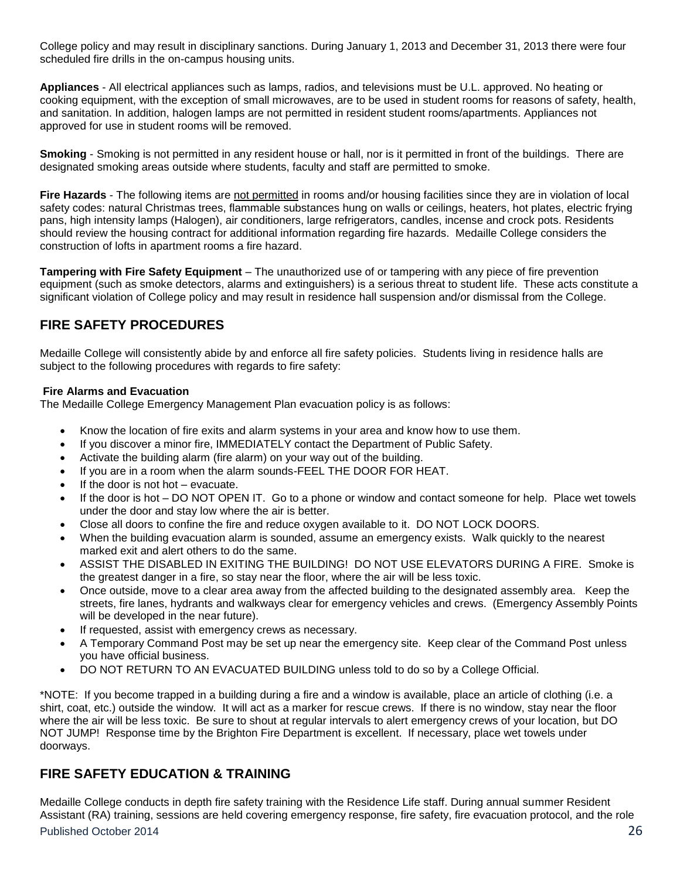College policy and may result in disciplinary sanctions. During January 1, 2013 and December 31, 2013 there were four scheduled fire drills in the on-campus housing units.

**Appliances** - All electrical appliances such as lamps, radios, and televisions must be U.L. approved. No heating or cooking equipment, with the exception of small microwaves, are to be used in student rooms for reasons of safety, health, and sanitation. In addition, halogen lamps are not permitted in resident student rooms/apartments. Appliances not approved for use in student rooms will be removed.

**Smoking** - Smoking is not permitted in any resident house or hall, nor is it permitted in front of the buildings. There are designated smoking areas outside where students, faculty and staff are permitted to smoke.

**Fire Hazards** - The following items are <u>not permitted</u> in rooms and/or housing facilities since they are in violation of local safety codes: natural Christmas trees, flammable substances hung on walls or ceilings, heaters, hot plates, electric frying pans, high intensity lamps (Halogen), air conditioners, large refrigerators, candles, incense and crock pots. Residents should review the housing contract for additional information regarding fire hazards. Medaille College considers the construction of lofts in apartment rooms a fire hazard.

**Tampering with Fire Safety Equipment** – The unauthorized use of or tampering with any piece of fire prevention equipment (such as smoke detectors, alarms and extinguishers) is a serious threat to student life. These acts constitute a significant violation of College policy and may result in residence hall suspension and/or dismissal from the College.

## FIRE SAFETY PROCEDURES

Medaille College will consistently abide by and enforce all fire safety policies. Students living in residence halls are subject to the following procedures with regards to fire safety:

**Fire Alarms and Evacuation**

The Medaille College Emergency Management Plan evacuation policy is as follows:

- Know the location of fire exits and alarm systems in your area and know how to use them.
- If you discover a minor fire, IMMEDIATELY contact the Department of Public Safety.
- Activate the building alarm (fire alarm) on your way out of the building.
- If you are in a room when the alarm sounds-FEEL THE DOOR FOR HEAT.
- If the door is not hot – evacuate.
- If the door is hot – DO NOT OPEN IT. Go to a phone or window and contact someone for help. Place wet towels under the door and stay low where the air is better.
- Close all doors to confine the fire and reduce oxygen available to it. DO NOT LOCK DOORS.
- When the building evacuation alarm is sounded, assume an emergency exists. Walk quickly to the nearest marked exit and alert others to do the same.
- ASSIST THE DISABLED IN EXITING THE BUILDING! DO NOT USE ELEVATORS DURING A FIRE. Smoke is the greatest danger in a fire, so stay near the floor, where the air will be less toxic.
- Once outside, move to a clear area away from the affected building to the designated assembly area. Keep the streets, fire lanes, hydrants and walkways clear for emergency vehicles and crews. (Emergency Assembly Points will be developed in the near future).
- If requested, assist with emergency crews as necessary.
- A Temporary Command Post may be set up near the emergency site. Keep clear of the Command Post unless you have official business.
- DO NOT RETURN TO AN EVACUATED BUILDING unless told to do so by a College Official.

*NOTE: If you become trapped in a building during a fire and a window is available, place an article of clothing (i.e. a shirt, coat, etc.) outside the window. It will act as a marker for rescue crews. If there is no window, stay near the floor where the air will be less toxic. Be sure to shout at regular intervals to alert emergency crews of your location, but DO NOT JUMP! Response time by the Brighton Fire Department is excellent. If necessary, place wet towels under doorways.

## FIRE SAFETY EDUCATION & TRAINING

Medaille College conducts in depth fire safety training with the Residence Life staff. During annual summer Resident Assistant (RA) training, sessions are held covering emergency response, fire safety, fire evacuation protocol, and the role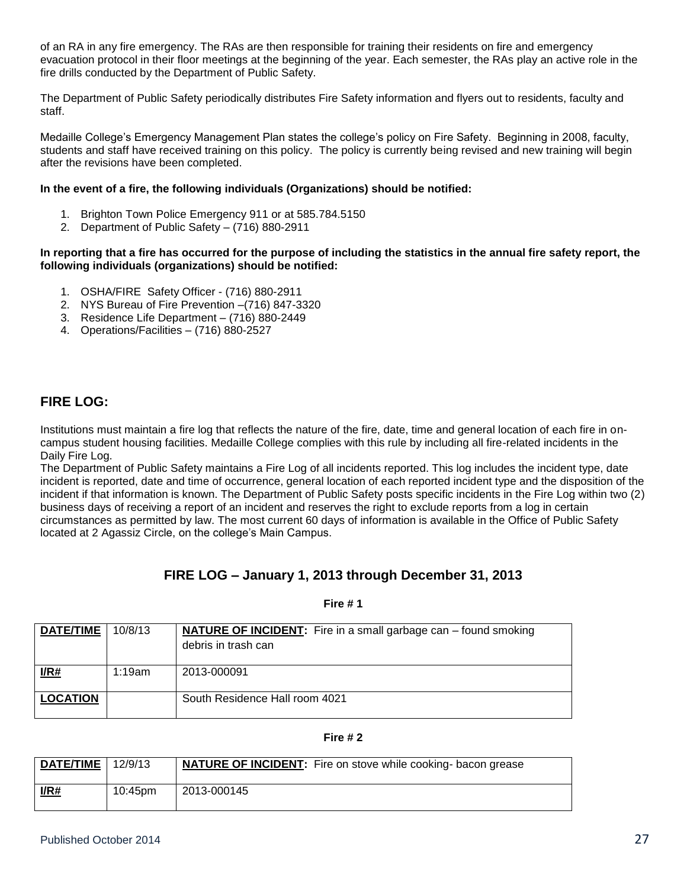of an RA in any fire emergency. The RAs are then responsible for training their residents on fire and emergency evacuation protocol in their floor meetings at the beginning of the year. Each semester, the RAs play an active role in the fire drills conducted by the Department of Public Safety.

The Department of Public Safety periodically distributes Fire Safety information and flyers out to residents, faculty and staff.

Medaille College's Emergency Management Plan states the college's policy on Fire Safety. Beginning in 2008, faculty, students and staff have received training on this policy. The policy is currently being revised and new training will begin after the revisions have been completed.

**In the event of a fire, the following individuals (Organizations) should be notified:**

1. Brighton Town Police Emergency 911 or at 585.784.5150
2. Department of Public Safety – (716) 880-2911

**In reporting that a fire has occurred for the purpose of including the statistics in the annual fire safety report, the following individuals (organizations) should be notified:**

1. OSHA/FIRE Safety Officer - (716) 880-2911
2. NYS Bureau of Fire Prevention –(716) 847-3320
3. Residence Life Department – (716) 880-2449
4. Operations/Facilities – (716) 880-2527

## FIRE LOG:

Institutions must maintain a fire log that reflects the nature of the fire, date, time and general location of each fire in on-campus student housing facilities. Medaille College complies with this rule by including all fire-related incidents in the Daily Fire Log.

The Department of Public Safety maintains a Fire Log of all incidents reported. This log includes the incident type, date incident is reported, date and time of occurrence, general location of each reported incident type and the disposition of the incident if that information is known. The Department of Public Safety posts specific incidents in the Fire Log within two (2) business days of receiving a report of an incident and reserves the right to exclude reports from a log in certain circumstances as permitted by law. The most current 60 days of information is available in the Office of Public Safety located at 2 Agassiz Circle, on the college's Main Campus.

### FIRE LOG – January 1, 2013 through December 31, 2013

**Fire # 1**

| **DATE/TIME** | 10/8/13 | **NATURE OF INCIDENT:** Fire in a small garbage can – found smoking debris in trash can |
|---|---|---|
| **I/R#** | 1:19am | 2013-000091 |
| **LOCATION** | | South Residence Hall room 4021 |

**Fire # 2**

| **DATE/TIME** | 12/9/13 | **NATURE OF INCIDENT:** Fire on stove while cooking- bacon grease |
|---|---|---|
| **I/R#** | 10:45pm | 2013-000145 |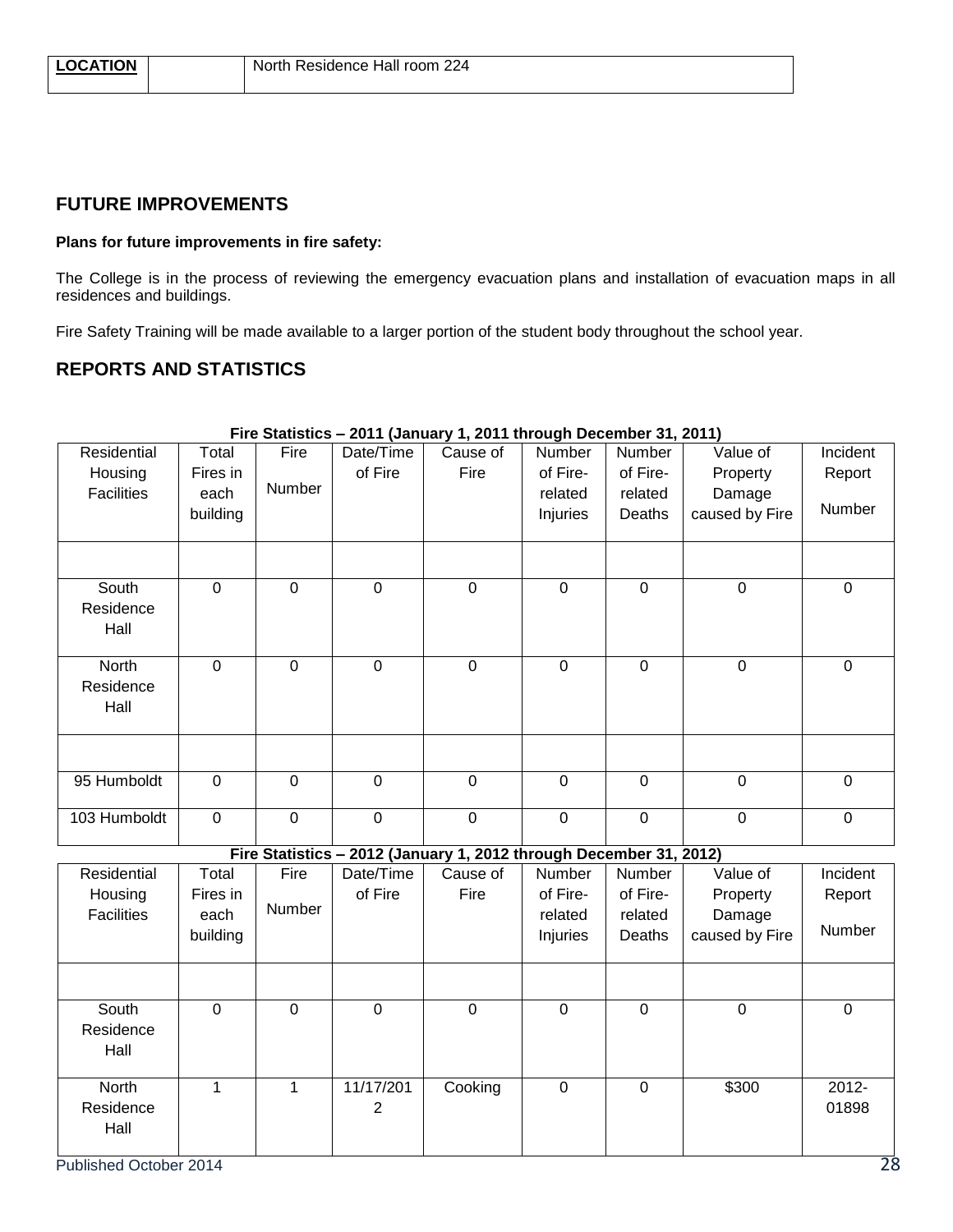| **LOCATION** | | North Residence Hall room 224 |
|---|---|---|

## FUTURE IMPROVEMENTS

**Plans for future improvements in fire safety:**

The College is in the process of reviewing the emergency evacuation plans and installation of evacuation maps in all residences and buildings.

Fire Safety Training will be made available to a larger portion of the student body throughout the school year.

## REPORTS AND STATISTICS

**Fire Statistics – 2011 (January 1, 2011 through December 31, 2011)**

| Residential Housing Facilities | Total Fires in each building | Fire Number | Date/Time of Fire | Cause of Fire | Number of Fire-related Injuries | Number of Fire-related Deaths | Value of Property Damage caused by Fire | Incident Report Number |
|---|---|---|---|---|---|---|---|---|
| | | | | | | | | |
| South Residence Hall | 0 | 0 | 0 | 0 | 0 | 0 | 0 | 0 |
| North Residence Hall | 0 | 0 | 0 | 0 | 0 | 0 | 0 | 0 |
| | | | | | | | | |
| 95 Humboldt | 0 | 0 | 0 | 0 | 0 | 0 | 0 | 0 |
| 103 Humboldt | 0 | 0 | 0 | 0 | 0 | 0 | 0 | 0 |

**Fire Statistics – 2012 (January 1, 2012 through December 31, 2012)**

| Residential Housing Facilities | Total Fires in each building | Fire Number | Date/Time of Fire | Cause of Fire | Number of Fire-related Injuries | Number of Fire-related Deaths | Value of Property Damage caused by Fire | Incident Report Number |
|---|---|---|---|---|---|---|---|---|
| | | | | | | | | |
| South Residence Hall | 0 | 0 | 0 | 0 | 0 | 0 | 0 | 0 |
| North Residence Hall | 1 | 1 | 11/17/2012 | Cooking | 0 | 0 | $300 | 2012-01898 |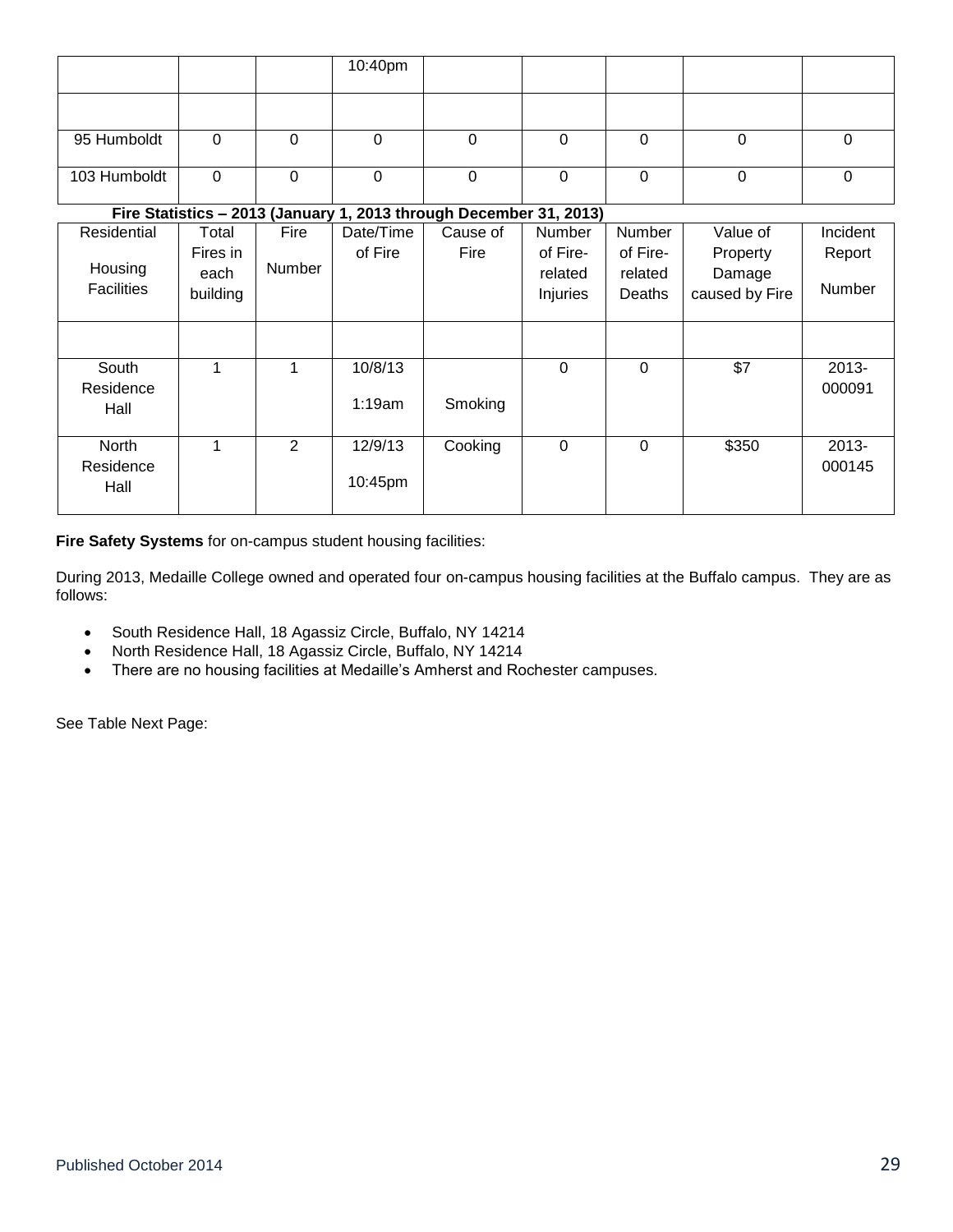| | | | | | | | | |
|---|---|---|---|---|---|---|---|---|
| | | | 10:40pm | | | | | |
| | | | | | | | | |
| 95 Humboldt | 0 | 0 | 0 | 0 | 0 | 0 | 0 | 0 |
| 103 Humboldt | 0 | 0 | 0 | 0 | 0 | 0 | 0 | 0 |

**Fire Statistics – 2013 (January 1, 2013 through December 31, 2013)**

| Residential Housing Facilities | Total Fires in each building | Fire Number | Date/Time of Fire | Cause of Fire | Number of Fire-related Injuries | Number of Fire-related Deaths | Value of Property Damage caused by Fire | Incident Report Number |
|---|---|---|---|---|---|---|---|---|
| | | | | | | | | |
| South Residence Hall | 1 | 1 | 10/8/13 1:19am | Smoking | 0 | 0 | $7 | 2013-000091 |
| North Residence Hall | 1 | 2 | 12/9/13 10:45pm | Cooking | 0 | 0 | $350 | 2013-000145 |

**Fire Safety Systems** for on-campus student housing facilities:

During 2013, Medaille College owned and operated four on-campus housing facilities at the Buffalo campus. They are as follows:

- South Residence Hall, 18 Agassiz Circle, Buffalo, NY 14214
- North Residence Hall, 18 Agassiz Circle, Buffalo, NY 14214
- There are no housing facilities at Medaille's Amherst and Rochester campuses.

See Table Next Page: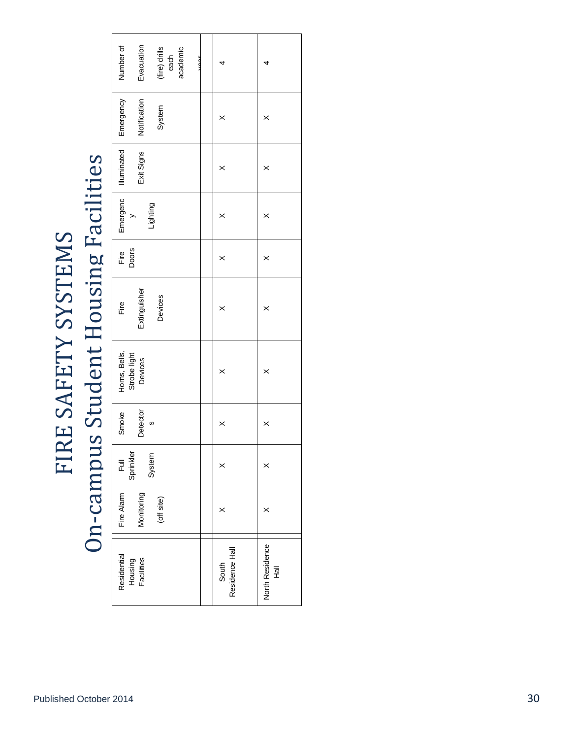# FIRE SAFETY SYSTEMS

## On-campus Student Housing Facilities

| Residential Housing Facilities | Fire Alarm Monitoring (off site) | Full Sprinkler System | Smoke Detectors | Horns, Bells, Strobe light Devices | Fire Extinguisher Devices | Fire Doors | Emergency Lighting | Illuminated Exit Signs | Emergency Notification System | Number of Evacuation (fire) drills each academic year |
|---|---|---|---|---|---|---|---|---|---|---|
| | | | | | | | | | | |
| South Residence Hall | X | X | X | X | X | X | X | X | X | 4 |
| North Residence Hall | X | X | X | X | X | X | X | X | X | 4 |

Published October 2014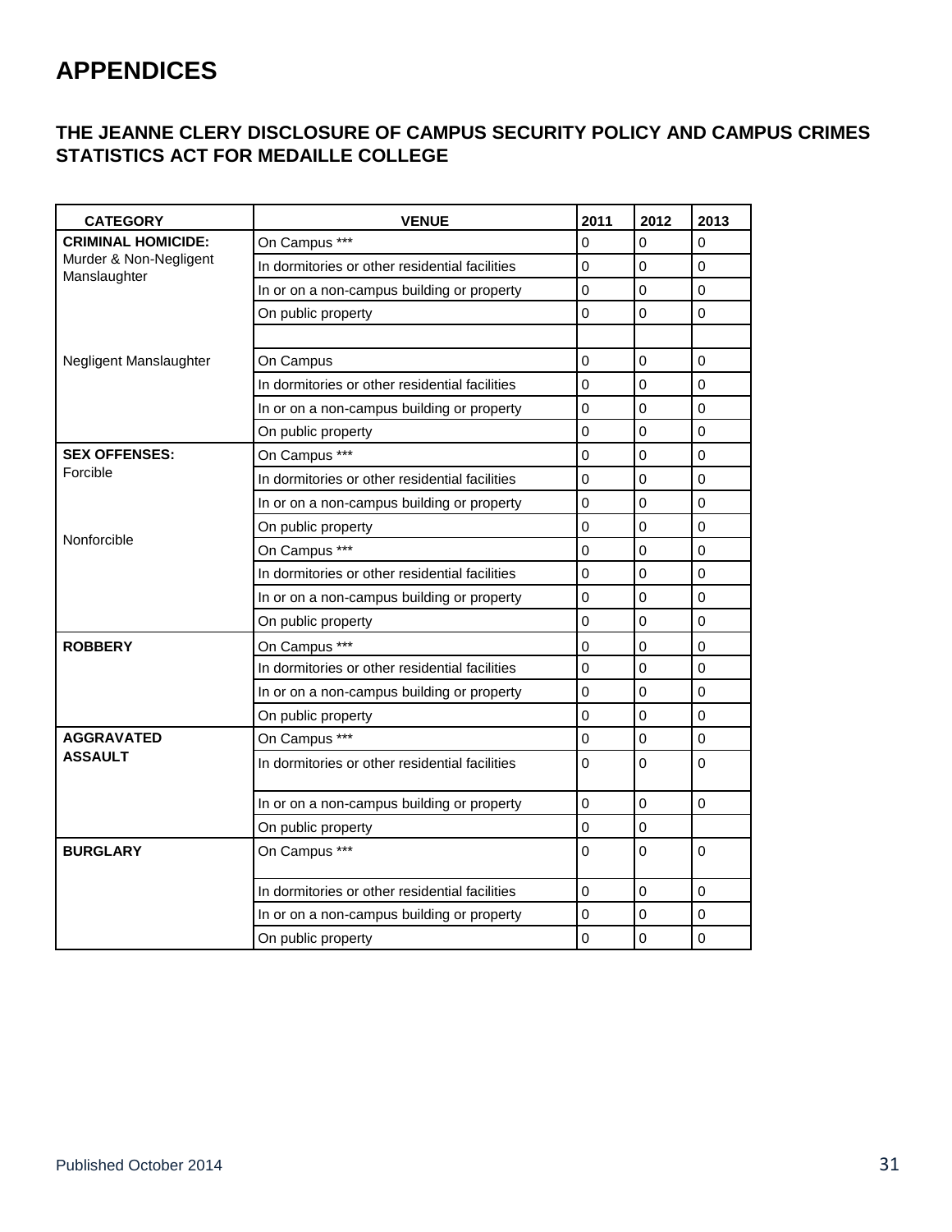# APPENDICES

## THE JEANNE CLERY DISCLOSURE OF CAMPUS SECURITY POLICY AND CAMPUS CRIMES STATISTICS ACT FOR MEDAILLE COLLEGE

| CATEGORY | VENUE | 2011 | 2012 | 2013 |
|---|---|---|---|---|
| **CRIMINAL HOMICIDE:** | On Campus *** | 0 | 0 | 0 |
| Murder & Non-Negligent Manslaughter | In dormitories or other residential facilities | 0 | 0 | 0 |
| | In or on a non-campus building or property | 0 | 0 | 0 |
| | On public property | 0 | 0 | 0 |
| | | | | |
| Negligent Manslaughter | On Campus | 0 | 0 | 0 |
| | In dormitories or other residential facilities | 0 | 0 | 0 |
| | In or on a non-campus building or property | 0 | 0 | 0 |
| | On public property | 0 | 0 | 0 |
| **SEX OFFENSES:** | On Campus *** | 0 | 0 | 0 |
| Forcible | In dormitories or other residential facilities | 0 | 0 | 0 |
| | In or on a non-campus building or property | 0 | 0 | 0 |
| | On public property | 0 | 0 | 0 |
| Nonforcible | On Campus *** | 0 | 0 | 0 |
| | In dormitories or other residential facilities | 0 | 0 | 0 |
| | In or on a non-campus building or property | 0 | 0 | 0 |
| | On public property | 0 | 0 | 0 |
| **ROBBERY** | On Campus *** | 0 | 0 | 0 |
| | In dormitories or other residential facilities | 0 | 0 | 0 |
| | In or on a non-campus building or property | 0 | 0 | 0 |
| | On public property | 0 | 0 | 0 |
| **AGGRAVATED ASSAULT** | On Campus *** | 0 | 0 | 0 |
| | In dormitories or other residential facilities | 0 | 0 | 0 |
| | In or on a non-campus building or property | 0 | 0 | 0 |
| | On public property | 0 | 0 | |
| **BURGLARY** | On Campus *** | 0 | 0 | 0 |
| | In dormitories or other residential facilities | 0 | 0 | 0 |
| | In or on a non-campus building or property | 0 | 0 | 0 |
| | On public property | 0 | 0 | 0 |

Published October 2014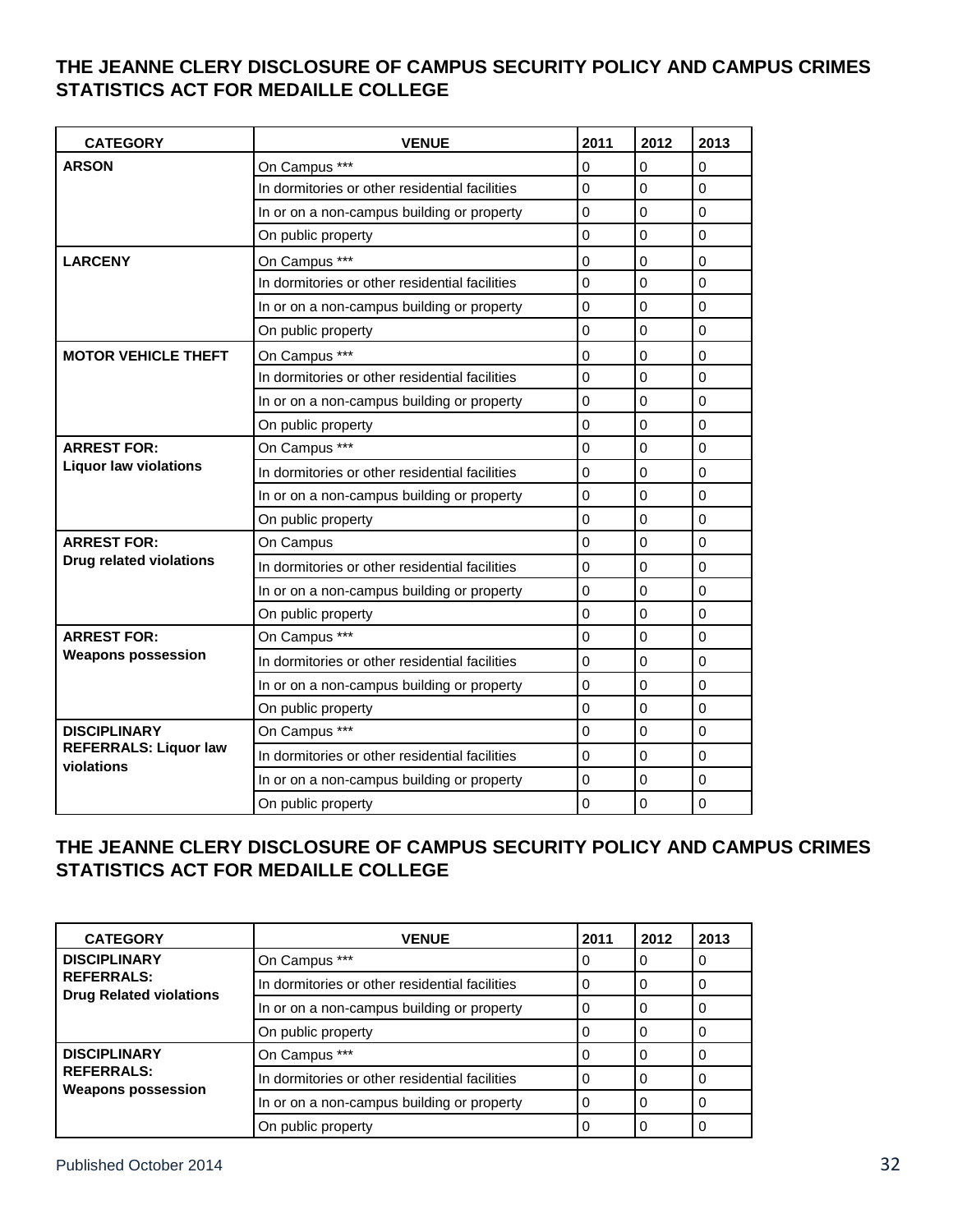## THE JEANNE CLERY DISCLOSURE OF CAMPUS SECURITY POLICY AND CAMPUS CRIMES STATISTICS ACT FOR MEDAILLE COLLEGE

| CATEGORY | VENUE | 2011 | 2012 | 2013 |
|---|---|---|---|---|
| **ARSON** | On Campus *** | 0 | 0 | 0 |
| | In dormitories or other residential facilities | 0 | 0 | 0 |
| | In or on a non-campus building or property | 0 | 0 | 0 |
| | On public property | 0 | 0 | 0 |
| **LARCENY** | On Campus *** | 0 | 0 | 0 |
| | In dormitories or other residential facilities | 0 | 0 | 0 |
| | In or on a non-campus building or property | 0 | 0 | 0 |
| | On public property | 0 | 0 | 0 |
| **MOTOR VEHICLE THEFT** | On Campus *** | 0 | 0 | 0 |
| | In dormitories or other residential facilities | 0 | 0 | 0 |
| | In or on a non-campus building or property | 0 | 0 | 0 |
| | On public property | 0 | 0 | 0 |
| **ARREST FOR: Liquor law violations** | On Campus *** | 0 | 0 | 0 |
| | In dormitories or other residential facilities | 0 | 0 | 0 |
| | In or on a non-campus building or property | 0 | 0 | 0 |
| | On public property | 0 | 0 | 0 |
| **ARREST FOR: Drug related violations** | On Campus | 0 | 0 | 0 |
| | In dormitories or other residential facilities | 0 | 0 | 0 |
| | In or on a non-campus building or property | 0 | 0 | 0 |
| | On public property | 0 | 0 | 0 |
| **ARREST FOR: Weapons possession** | On Campus *** | 0 | 0 | 0 |
| | In dormitories or other residential facilities | 0 | 0 | 0 |
| | In or on a non-campus building or property | 0 | 0 | 0 |
| | On public property | 0 | 0 | 0 |
| **DISCIPLINARY REFERRALS: Liquor law violations** | On Campus *** | 0 | 0 | 0 |
| | In dormitories or other residential facilities | 0 | 0 | 0 |
| | In or on a non-campus building or property | 0 | 0 | 0 |
| | On public property | 0 | 0 | 0 |

## THE JEANNE CLERY DISCLOSURE OF CAMPUS SECURITY POLICY AND CAMPUS CRIMES STATISTICS ACT FOR MEDAILLE COLLEGE

| CATEGORY | VENUE | 2011 | 2012 | 2013 |
|---|---|---|---|---|
| **DISCIPLINARY REFERRALS: Drug Related violations** | On Campus *** | 0 | 0 | 0 |
| | In dormitories or other residential facilities | 0 | 0 | 0 |
| | In or on a non-campus building or property | 0 | 0 | 0 |
| | On public property | 0 | 0 | 0 |
| **DISCIPLINARY REFERRALS: Weapons possession** | On Campus *** | 0 | 0 | 0 |
| | In dormitories or other residential facilities | 0 | 0 | 0 |
| | In or on a non-campus building or property | 0 | 0 | 0 |
| | On public property | 0 | 0 | 0 |

Published October 2014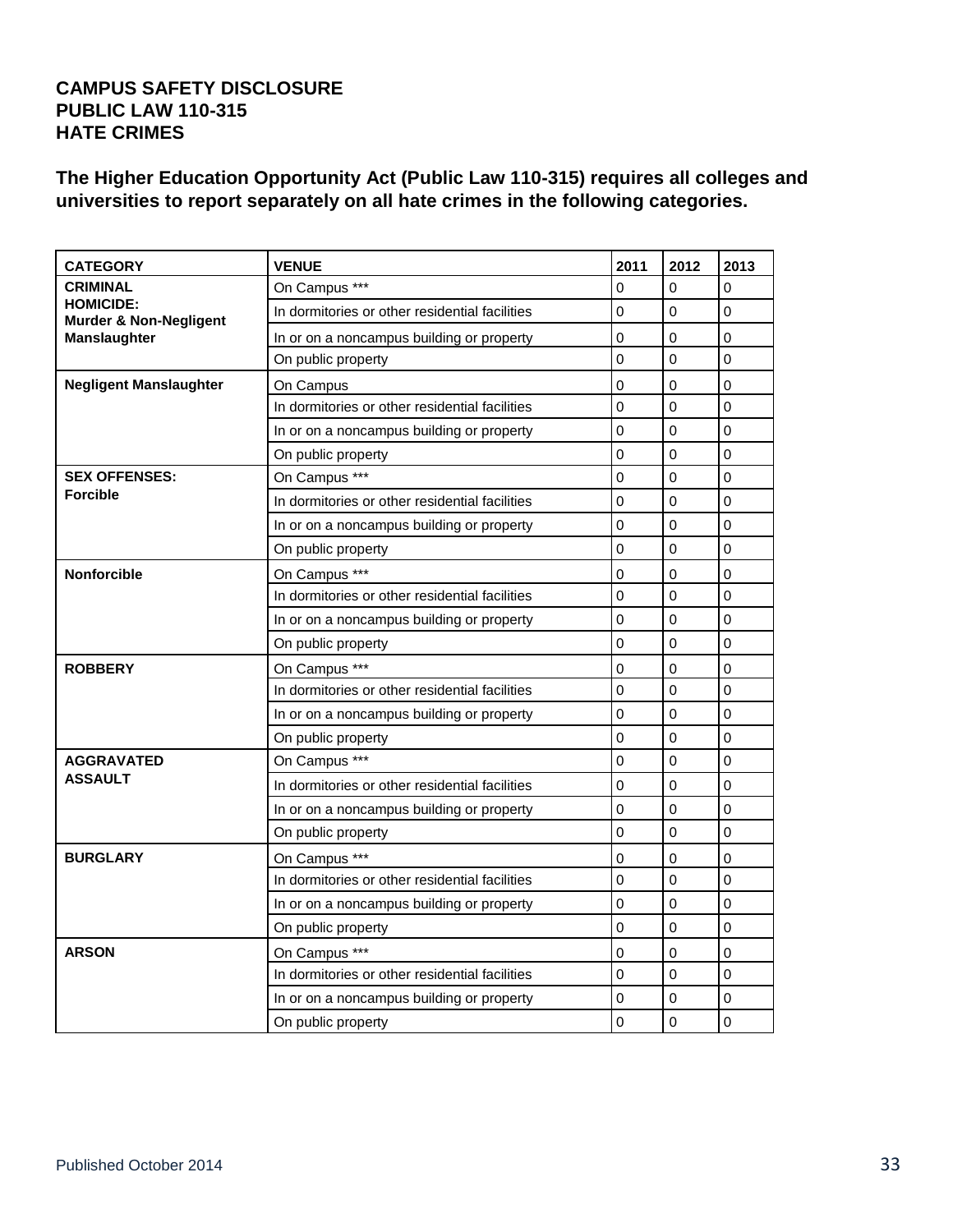**CAMPUS SAFETY DISCLOSURE**
**PUBLIC LAW 110-315**
**HATE CRIMES**

**The Higher Education Opportunity Act (Public Law 110-315) requires all colleges and universities to report separately on all hate crimes in the following categories.**

| CATEGORY | VENUE | 2011 | 2012 | 2013 |
|---|---|---|---|---|
| **CRIMINAL HOMICIDE: Murder & Non-Negligent Manslaughter** | On Campus *** | 0 | 0 | 0 |
| | In dormitories or other residential facilities | 0 | 0 | 0 |
| | In or on a noncampus building or property | 0 | 0 | 0 |
| | On public property | 0 | 0 | 0 |
| **Negligent Manslaughter** | On Campus | 0 | 0 | 0 |
| | In dormitories or other residential facilities | 0 | 0 | 0 |
| | In or on a noncampus building or property | 0 | 0 | 0 |
| | On public property | 0 | 0 | 0 |
| **SEX OFFENSES: Forcible** | On Campus *** | 0 | 0 | 0 |
| | In dormitories or other residential facilities | 0 | 0 | 0 |
| | In or on a noncampus building or property | 0 | 0 | 0 |
| | On public property | 0 | 0 | 0 |
| **Nonforcible** | On Campus *** | 0 | 0 | 0 |
| | In dormitories or other residential facilities | 0 | 0 | 0 |
| | In or on a noncampus building or property | 0 | 0 | 0 |
| | On public property | 0 | 0 | 0 |
| **ROBBERY** | On Campus *** | 0 | 0 | 0 |
| | In dormitories or other residential facilities | 0 | 0 | 0 |
| | In or on a noncampus building or property | 0 | 0 | 0 |
| | On public property | 0 | 0 | 0 |
| **AGGRAVATED ASSAULT** | On Campus *** | 0 | 0 | 0 |
| | In dormitories or other residential facilities | 0 | 0 | 0 |
| | In or on a noncampus building or property | 0 | 0 | 0 |
| | On public property | 0 | 0 | 0 |
| **BURGLARY** | On Campus *** | 0 | 0 | 0 |
| | In dormitories or other residential facilities | 0 | 0 | 0 |
| | In or on a noncampus building or property | 0 | 0 | 0 |
| | On public property | 0 | 0 | 0 |
| **ARSON** | On Campus *** | 0 | 0 | 0 |
| | In dormitories or other residential facilities | 0 | 0 | 0 |
| | In or on a noncampus building or property | 0 | 0 | 0 |
| | On public property | 0 | 0 | 0 |

Published October 2014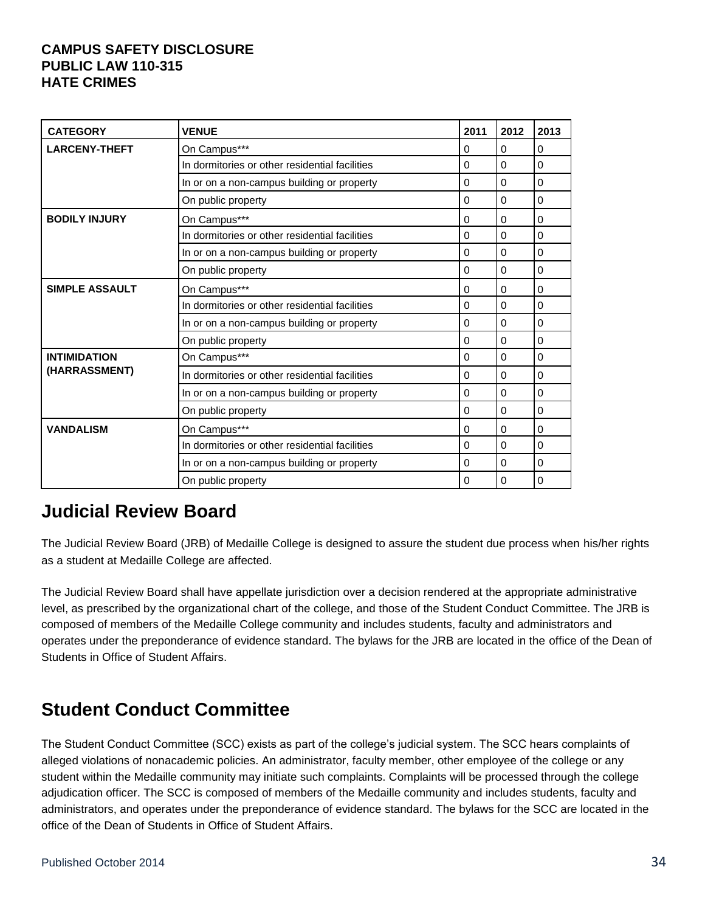**CAMPUS SAFETY DISCLOSURE**
**PUBLIC LAW 110-315**
**HATE CRIMES**

| CATEGORY | VENUE | 2011 | 2012 | 2013 |
|---|---|---|---|---|
| **LARCENY-THEFT** | On Campus*** | 0 | 0 | 0 |
| | In dormitories or other residential facilities | 0 | 0 | 0 |
| | In or on a non-campus building or property | 0 | 0 | 0 |
| | On public property | 0 | 0 | 0 |
| **BODILY INJURY** | On Campus*** | 0 | 0 | 0 |
| | In dormitories or other residential facilities | 0 | 0 | 0 |
| | In or on a non-campus building or property | 0 | 0 | 0 |
| | On public property | 0 | 0 | 0 |
| **SIMPLE ASSAULT** | On Campus*** | 0 | 0 | 0 |
| | In dormitories or other residential facilities | 0 | 0 | 0 |
| | In or on a non-campus building or property | 0 | 0 | 0 |
| | On public property | 0 | 0 | 0 |
| **INTIMIDATION (HARRASSMENT)** | On Campus*** | 0 | 0 | 0 |
| | In dormitories or other residential facilities | 0 | 0 | 0 |
| | In or on a non-campus building or property | 0 | 0 | 0 |
| | On public property | 0 | 0 | 0 |
| **VANDALISM** | On Campus*** | 0 | 0 | 0 |
| | In dormitories or other residential facilities | 0 | 0 | 0 |
| | In or on a non-campus building or property | 0 | 0 | 0 |
| | On public property | 0 | 0 | 0 |

## Judicial Review Board

The Judicial Review Board (JRB) of Medaille College is designed to assure the student due process when his/her rights as a student at Medaille College are affected.

The Judicial Review Board shall have appellate jurisdiction over a decision rendered at the appropriate administrative level, as prescribed by the organizational chart of the college, and those of the Student Conduct Committee. The JRB is composed of members of the Medaille College community and includes students, faculty and administrators and operates under the preponderance of evidence standard. The bylaws for the JRB are located in the office of the Dean of Students in Office of Student Affairs.

## Student Conduct Committee

The Student Conduct Committee (SCC) exists as part of the college's judicial system. The SCC hears complaints of alleged violations of nonacademic policies. An administrator, faculty member, other employee of the college or any student within the Medaille community may initiate such complaints. Complaints will be processed through the college adjudication officer. The SCC is composed of members of the Medaille community and includes students, faculty and administrators, and operates under the preponderance of evidence standard. The bylaws for the SCC are located in the office of the Dean of Students in Office of Student Affairs.

Published October 2014